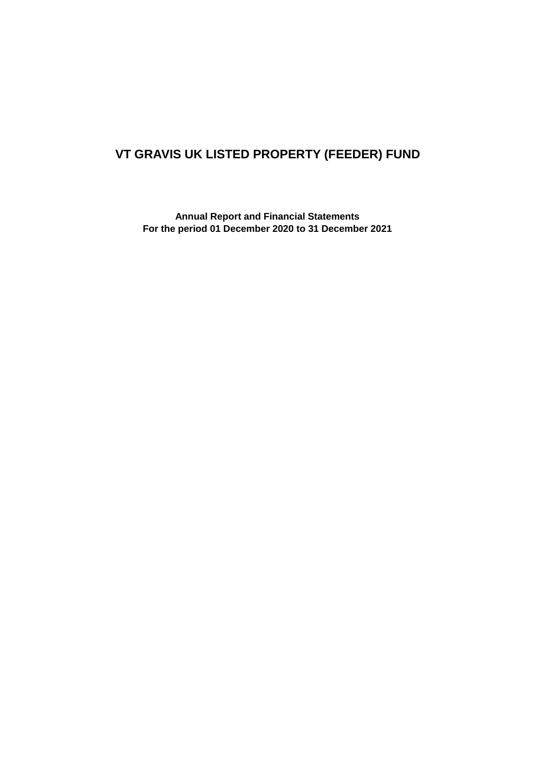# VT GRAVIS UK LISTED PROPERTY (FEEDER) FUND

**Annual Report and Financial Statements**
**For the period 01 December 2020 to 31 December 2021**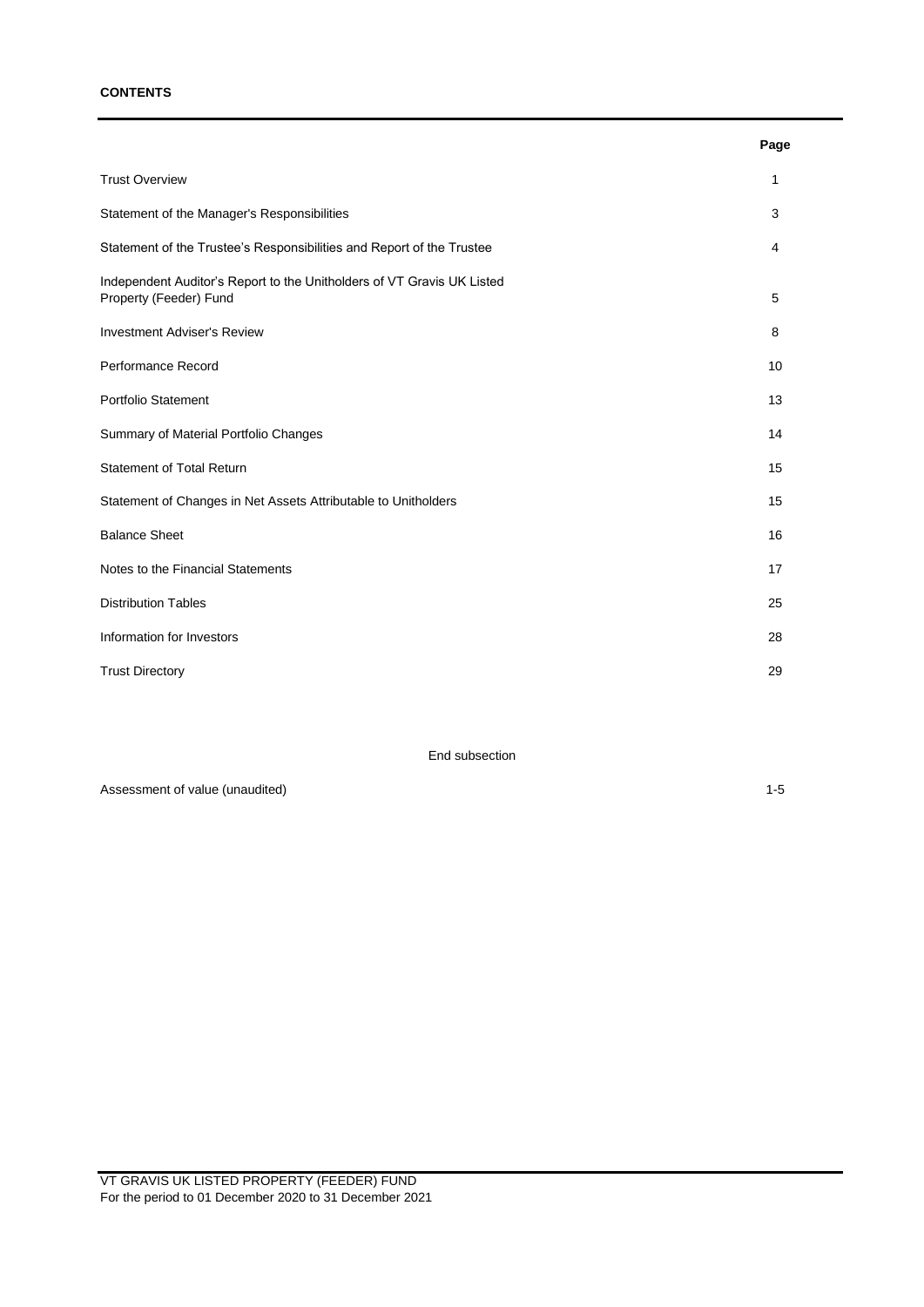**CONTENTS**

| | Page |
|---|---|
| Trust Overview | 1 |
| Statement of the Manager's Responsibilities | 3 |
| Statement of the Trustee's Responsibilities and Report of the Trustee | 4 |
| Independent Auditor's Report to the Unitholders of VT Gravis UK Listed Property (Feeder) Fund | 5 |
| Investment Adviser's Review | 8 |
| Performance Record | 10 |
| Portfolio Statement | 13 |
| Summary of Material Portfolio Changes | 14 |
| Statement of Total Return | 15 |
| Statement of Changes in Net Assets Attributable to Unitholders | 15 |
| Balance Sheet | 16 |
| Notes to the Financial Statements | 17 |
| Distribution Tables | 25 |
| Information for Investors | 28 |
| Trust Directory | 29 |

End subsection

| | |
|---|---|
| Assessment of value (unaudited) | 1-5 |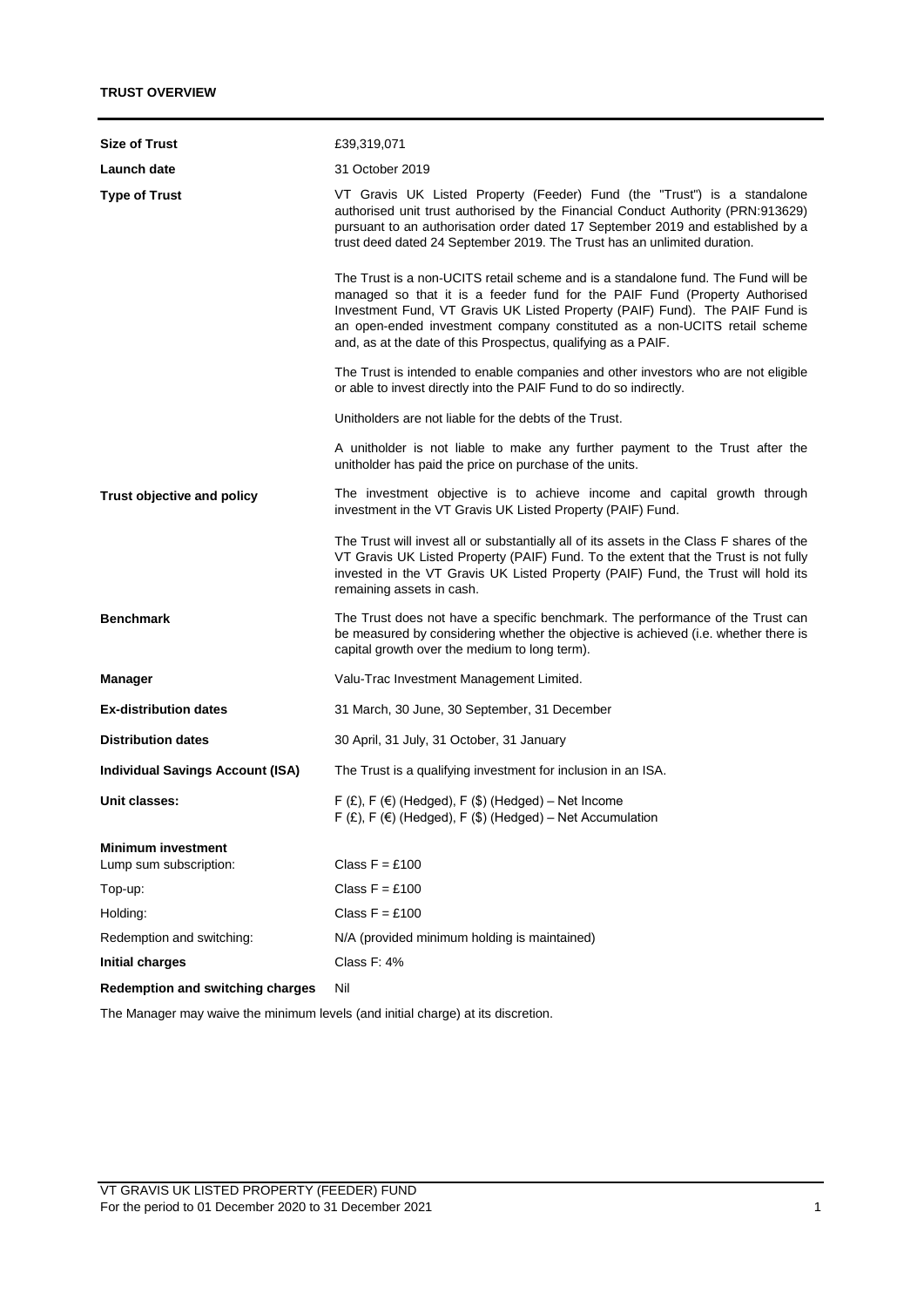**TRUST OVERVIEW**

| | |
|---|---|
| **Size of Trust** | £39,319,071 |
| **Launch date** | 31 October 2019 |
| **Type of Trust** | VT Gravis UK Listed Property (Feeder) Fund (the "Trust") is a standalone authorised unit trust authorised by the Financial Conduct Authority (PRN:913629) pursuant to an authorisation order dated 17 September 2019 and established by a trust deed dated 24 September 2019. The Trust has an unlimited duration.<br><br>The Trust is a non-UCITS retail scheme and is a standalone fund. The Fund will be managed so that it is a feeder fund for the PAIF Fund (Property Authorised Investment Fund, VT Gravis UK Listed Property (PAIF) Fund). The PAIF Fund is an open-ended investment company constituted as a non-UCITS retail scheme and, as at the date of this Prospectus, qualifying as a PAIF.<br><br>The Trust is intended to enable companies and other investors who are not eligible or able to invest directly into the PAIF Fund to do so indirectly.<br><br>Unitholders are not liable for the debts of the Trust.<br><br>A unitholder is not liable to make any further payment to the Trust after the unitholder has paid the price on purchase of the units. |
| **Trust objective and policy** | The investment objective is to achieve income and capital growth through investment in the VT Gravis UK Listed Property (PAIF) Fund.<br><br>The Trust will invest all or substantially all of its assets in the Class F shares of the VT Gravis UK Listed Property (PAIF) Fund. To the extent that the Trust is not fully invested in the VT Gravis UK Listed Property (PAIF) Fund, the Trust will hold its remaining assets in cash. |
| **Benchmark** | The Trust does not have a specific benchmark. The performance of the Trust can be measured by considering whether the objective is achieved (i.e. whether there is capital growth over the medium to long term). |
| **Manager** | Valu-Trac Investment Management Limited. |
| **Ex-distribution dates** | 31 March, 30 June, 30 September, 31 December |
| **Distribution dates** | 30 April, 31 July, 31 October, 31 January |
| **Individual Savings Account (ISA)** | The Trust is a qualifying investment for inclusion in an ISA. |
| **Unit classes:** | F (£), F (€) (Hedged), F ($) (Hedged) – Net Income<br>F (£), F (€) (Hedged), F ($) (Hedged) – Net Accumulation |
| **Minimum investment** | |
| Lump sum subscription: | Class F = £100 |
| Top-up: | Class F = £100 |
| Holding: | Class F = £100 |
| Redemption and switching: | N/A (provided minimum holding is maintained) |
| **Initial charges** | Class F: 4% |
| **Redemption and switching charges** | Nil |

The Manager may waive the minimum levels (and initial charge) at its discretion.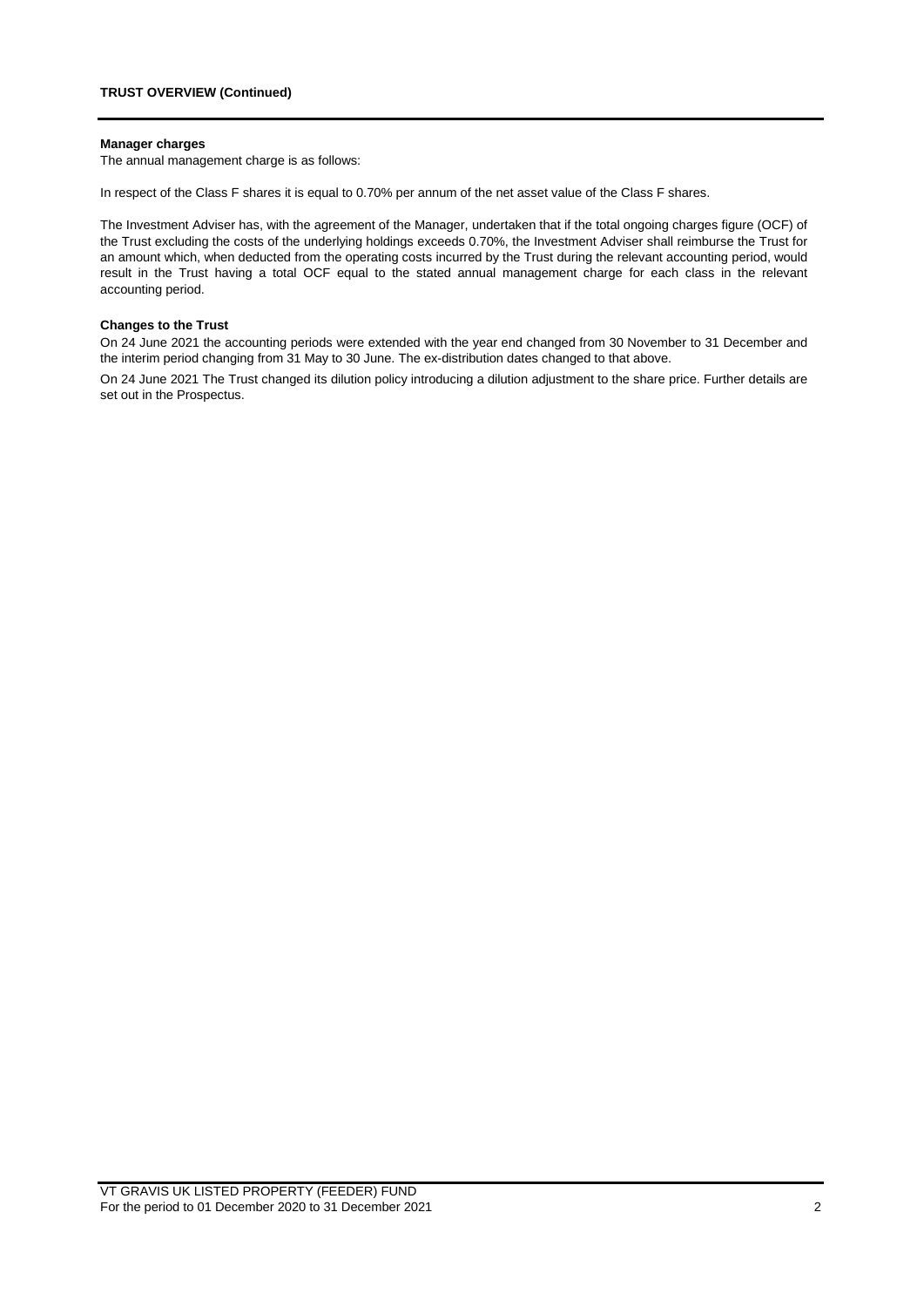**TRUST OVERVIEW (Continued)**

**Manager charges**

The annual management charge is as follows:

In respect of the Class F shares it is equal to 0.70% per annum of the net asset value of the Class F shares.

The Investment Adviser has, with the agreement of the Manager, undertaken that if the total ongoing charges figure (OCF) of the Trust excluding the costs of the underlying holdings exceeds 0.70%, the Investment Adviser shall reimburse the Trust for an amount which, when deducted from the operating costs incurred by the Trust during the relevant accounting period, would result in the Trust having a total OCF equal to the stated annual management charge for each class in the relevant accounting period.

**Changes to the Trust**

On 24 June 2021 the accounting periods were extended with the year end changed from 30 November to 31 December and the interim period changing from 31 May to 30 June. The ex-distribution dates changed to that above.

On 24 June 2021 The Trust changed its dilution policy introducing a dilution adjustment to the share price. Further details are set out in the Prospectus.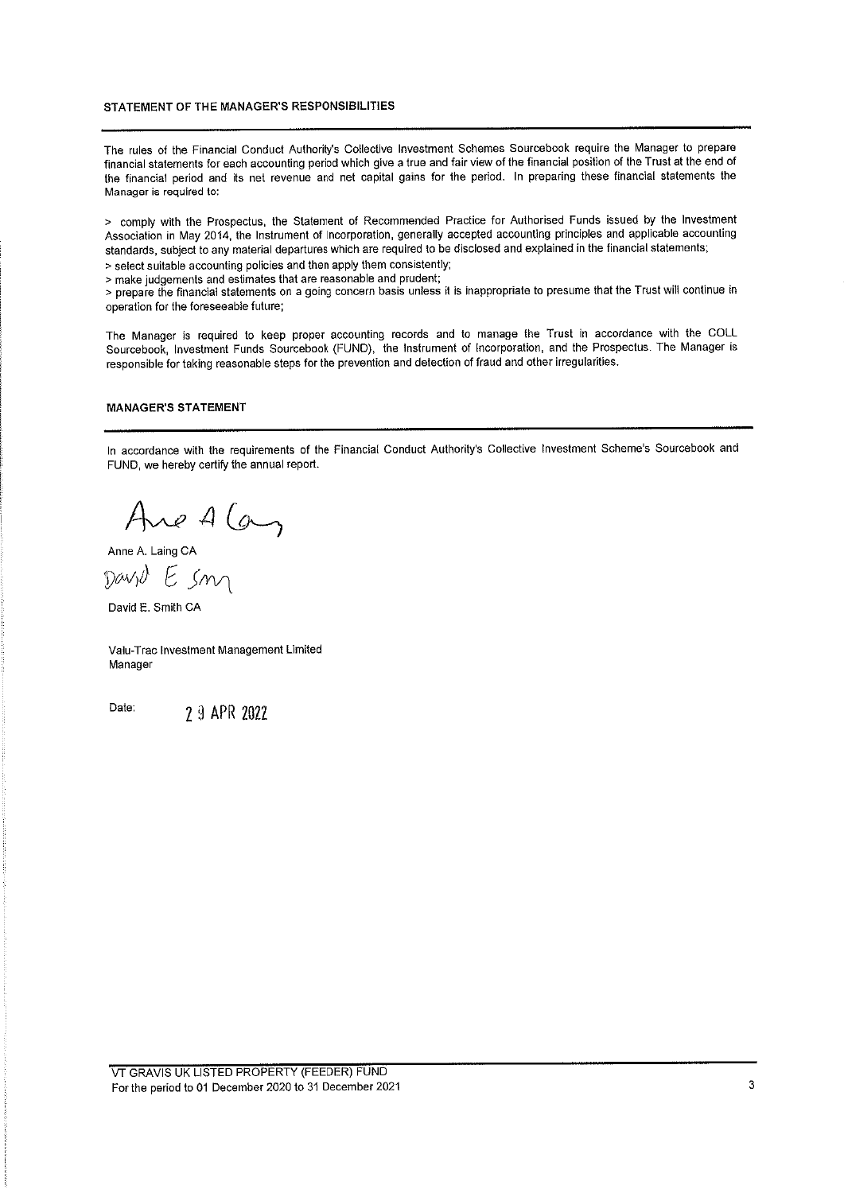## STATEMENT OF THE MANAGER'S RESPONSIBILITIES

The rules of the Financial Conduct Authority's Collective Investment Schemes Sourcebook require the Manager to prepare financial statements for each accounting period which give a true and fair view of the financial position of the Trust at the end of the financial period and its net revenue and net capital gains for the period. In preparing these financial statements the Manager is required to:

> comply with the Prospectus, the Statement of Recommended Practice for Authorised Funds issued by the Investment Association in May 2014, the Instrument of Incorporation, generally accepted accounting principles and applicable accounting standards, subject to any material departures which are required to be disclosed and explained in the financial statements;

> select suitable accounting policies and then apply them consistently;

> make judgements and estimates that are reasonable and prudent;

> prepare the financial statements on a going concern basis unless it is inappropriate to presume that the Trust will continue in operation for the foreseeable future;

The Manager is required to keep proper accounting records and to manage the Trust in accordance with the COLL Sourcebook, Investment Funds Sourcebook (FUND), the Instrument of Incorporation, and the Prospectus. The Manager is responsible for taking reasonable steps for the prevention and detection of fraud and other irregularities.

## MANAGER'S STATEMENT

In accordance with the requirements of the Financial Conduct Authority's Collective Investment Scheme's Sourcebook and FUND, we hereby certify the annual report.

Anne A. Laing CA

David E. Smith CA

Valu-Trac Investment Management Limited
Manager

Date: 29 APR 2022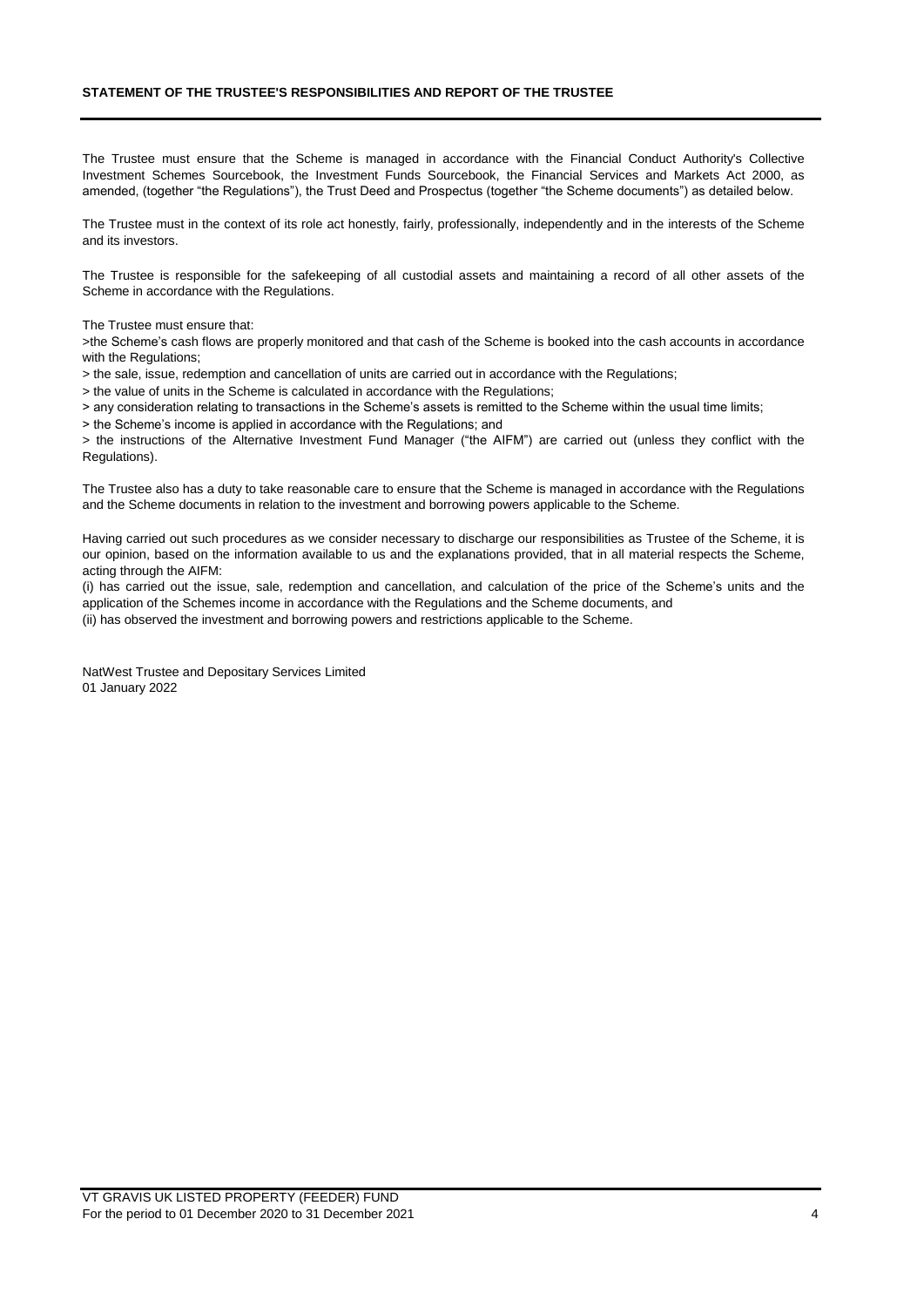## STATEMENT OF THE TRUSTEE'S RESPONSIBILITIES AND REPORT OF THE TRUSTEE

The Trustee must ensure that the Scheme is managed in accordance with the Financial Conduct Authority's Collective Investment Schemes Sourcebook, the Investment Funds Sourcebook, the Financial Services and Markets Act 2000, as amended, (together "the Regulations"), the Trust Deed and Prospectus (together "the Scheme documents") as detailed below.

The Trustee must in the context of its role act honestly, fairly, professionally, independently and in the interests of the Scheme and its investors.

The Trustee is responsible for the safekeeping of all custodial assets and maintaining a record of all other assets of the Scheme in accordance with the Regulations.

The Trustee must ensure that:

>the Scheme's cash flows are properly monitored and that cash of the Scheme is booked into the cash accounts in accordance with the Regulations;

> the sale, issue, redemption and cancellation of units are carried out in accordance with the Regulations;

> the value of units in the Scheme is calculated in accordance with the Regulations;

> any consideration relating to transactions in the Scheme's assets is remitted to the Scheme within the usual time limits;

> the Scheme's income is applied in accordance with the Regulations; and

> the instructions of the Alternative Investment Fund Manager ("the AIFM") are carried out (unless they conflict with the Regulations).

The Trustee also has a duty to take reasonable care to ensure that the Scheme is managed in accordance with the Regulations and the Scheme documents in relation to the investment and borrowing powers applicable to the Scheme.

Having carried out such procedures as we consider necessary to discharge our responsibilities as Trustee of the Scheme, it is our opinion, based on the information available to us and the explanations provided, that in all material respects the Scheme, acting through the AIFM:

(i) has carried out the issue, sale, redemption and cancellation, and calculation of the price of the Scheme's units and the application of the Schemes income in accordance with the Regulations and the Scheme documents, and

(ii) has observed the investment and borrowing powers and restrictions applicable to the Scheme.

NatWest Trustee and Depositary Services Limited
01 January 2022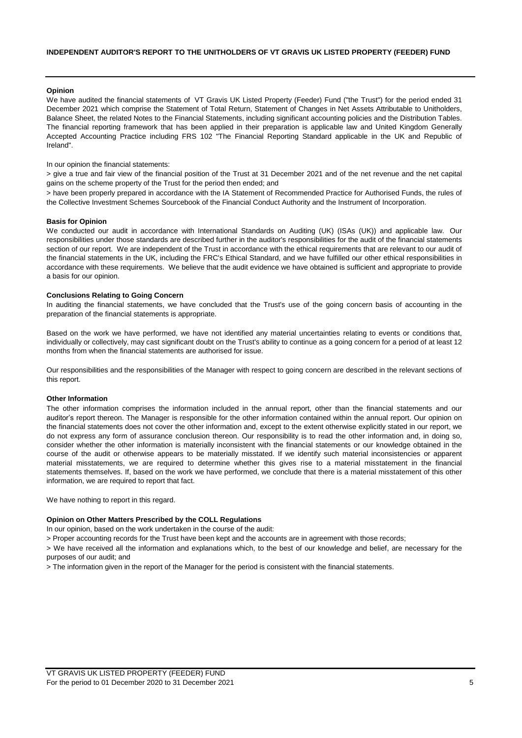**INDEPENDENT AUDITOR'S REPORT TO THE UNITHOLDERS OF VT GRAVIS UK LISTED PROPERTY (FEEDER) FUND**

**Opinion**

We have audited the financial statements of VT Gravis UK Listed Property (Feeder) Fund ("the Trust") for the period ended 31 December 2021 which comprise the Statement of Total Return, Statement of Changes in Net Assets Attributable to Unitholders, Balance Sheet, the related Notes to the Financial Statements, including significant accounting policies and the Distribution Tables. The financial reporting framework that has been applied in their preparation is applicable law and United Kingdom Generally Accepted Accounting Practice including FRS 102 "The Financial Reporting Standard applicable in the UK and Republic of Ireland".

In our opinion the financial statements:

> give a true and fair view of the financial position of the Trust at 31 December 2021 and of the net revenue and the net capital gains on the scheme property of the Trust for the period then ended; and

> have been properly prepared in accordance with the IA Statement of Recommended Practice for Authorised Funds, the rules of the Collective Investment Schemes Sourcebook of the Financial Conduct Authority and the Instrument of Incorporation.

**Basis for Opinion**

We conducted our audit in accordance with International Standards on Auditing (UK) (ISAs (UK)) and applicable law. Our responsibilities under those standards are described further in the auditor's responsibilities for the audit of the financial statements section of our report. We are independent of the Trust in accordance with the ethical requirements that are relevant to our audit of the financial statements in the UK, including the FRC's Ethical Standard, and we have fulfilled our other ethical responsibilities in accordance with these requirements. We believe that the audit evidence we have obtained is sufficient and appropriate to provide a basis for our opinion.

**Conclusions Relating to Going Concern**

In auditing the financial statements, we have concluded that the Trust's use of the going concern basis of accounting in the preparation of the financial statements is appropriate.

Based on the work we have performed, we have not identified any material uncertainties relating to events or conditions that, individually or collectively, may cast significant doubt on the Trust's ability to continue as a going concern for a period of at least 12 months from when the financial statements are authorised for issue.

Our responsibilities and the responsibilities of the Manager with respect to going concern are described in the relevant sections of this report.

**Other Information**

The other information comprises the information included in the annual report, other than the financial statements and our auditor's report thereon. The Manager is responsible for the other information contained within the annual report. Our opinion on the financial statements does not cover the other information and, except to the extent otherwise explicitly stated in our report, we do not express any form of assurance conclusion thereon. Our responsibility is to read the other information and, in doing so, consider whether the other information is materially inconsistent with the financial statements or our knowledge obtained in the course of the audit or otherwise appears to be materially misstated. If we identify such material inconsistencies or apparent material misstatements, we are required to determine whether this gives rise to a material misstatement in the financial statements themselves. If, based on the work we have performed, we conclude that there is a material misstatement of this other information, we are required to report that fact.

We have nothing to report in this regard.

**Opinion on Other Matters Prescribed by the COLL Regulations**

In our opinion, based on the work undertaken in the course of the audit:

> Proper accounting records for the Trust have been kept and the accounts are in agreement with those records;

> We have received all the information and explanations which, to the best of our knowledge and belief, are necessary for the purposes of our audit; and

> The information given in the report of the Manager for the period is consistent with the financial statements.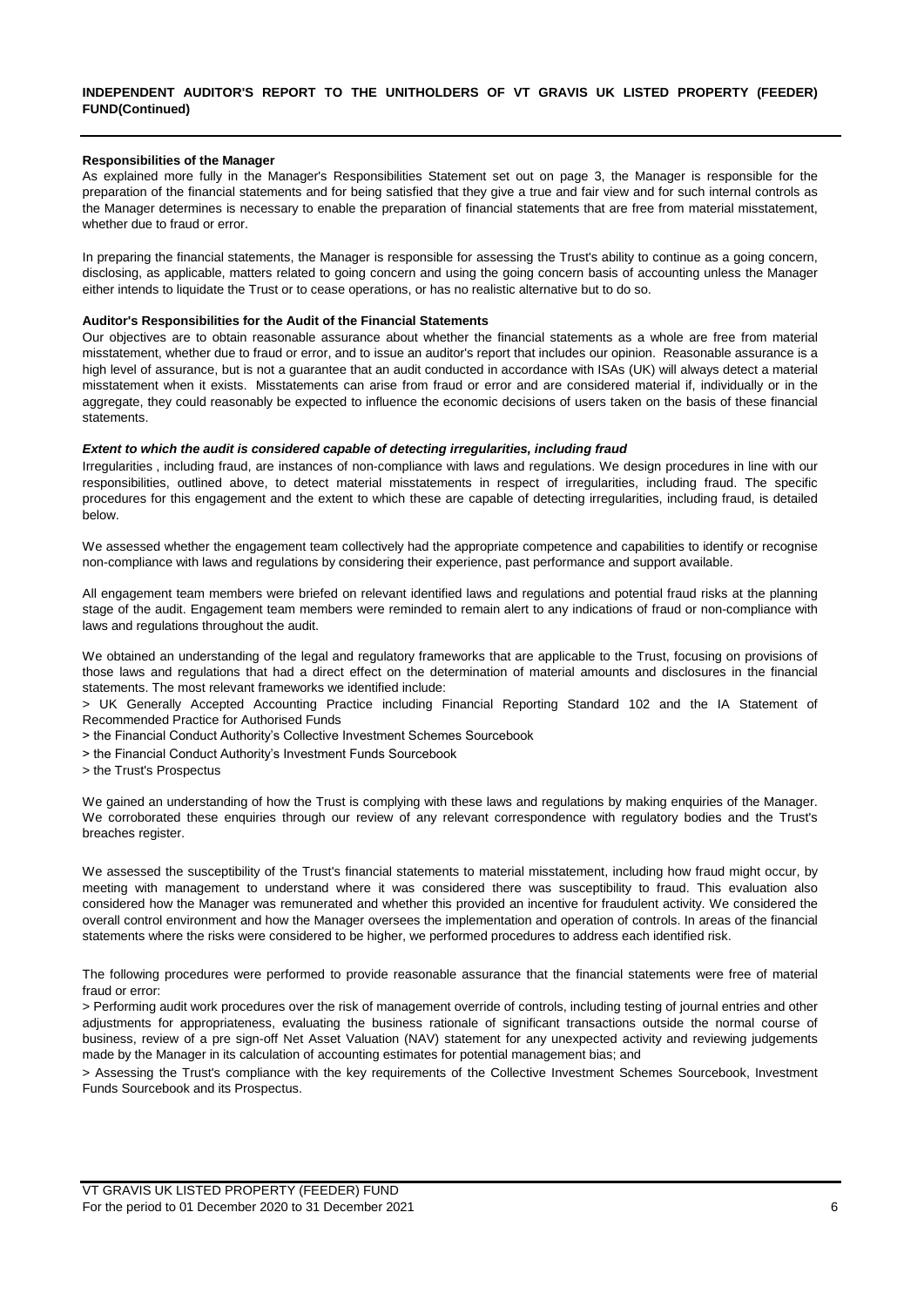**Responsibilities of the Manager**

As explained more fully in the Manager's Responsibilities Statement set out on page 3, the Manager is responsible for the preparation of the financial statements and for being satisfied that they give a true and fair view and for such internal controls as the Manager determines is necessary to enable the preparation of financial statements that are free from material misstatement, whether due to fraud or error.

In preparing the financial statements, the Manager is responsible for assessing the Trust's ability to continue as a going concern, disclosing, as applicable, matters related to going concern and using the going concern basis of accounting unless the Manager either intends to liquidate the Trust or to cease operations, or has no realistic alternative but to do so.

**Auditor's Responsibilities for the Audit of the Financial Statements**

Our objectives are to obtain reasonable assurance about whether the financial statements as a whole are free from material misstatement, whether due to fraud or error, and to issue an auditor's report that includes our opinion. Reasonable assurance is a high level of assurance, but is not a guarantee that an audit conducted in accordance with ISAs (UK) will always detect a material misstatement when it exists. Misstatements can arise from fraud or error and are considered material if, individually or in the aggregate, they could reasonably be expected to influence the economic decisions of users taken on the basis of these financial statements.

***Extent to which the audit is considered capable of detecting irregularities, including fraud***

Irregularities , including fraud, are instances of non-compliance with laws and regulations. We design procedures in line with our responsibilities, outlined above, to detect material misstatements in respect of irregularities, including fraud. The specific procedures for this engagement and the extent to which these are capable of detecting irregularities, including fraud, is detailed below.

We assessed whether the engagement team collectively had the appropriate competence and capabilities to identify or recognise non-compliance with laws and regulations by considering their experience, past performance and support available.

All engagement team members were briefed on relevant identified laws and regulations and potential fraud risks at the planning stage of the audit. Engagement team members were reminded to remain alert to any indications of fraud or non-compliance with laws and regulations throughout the audit.

We obtained an understanding of the legal and regulatory frameworks that are applicable to the Trust, focusing on provisions of those laws and regulations that had a direct effect on the determination of material amounts and disclosures in the financial statements. The most relevant frameworks we identified include:

> UK Generally Accepted Accounting Practice including Financial Reporting Standard 102 and the IA Statement of Recommended Practice for Authorised Funds

> the Financial Conduct Authority's Collective Investment Schemes Sourcebook

> the Financial Conduct Authority's Investment Funds Sourcebook

> the Trust's Prospectus

We gained an understanding of how the Trust is complying with these laws and regulations by making enquiries of the Manager. We corroborated these enquiries through our review of any relevant correspondence with regulatory bodies and the Trust's breaches register.

We assessed the susceptibility of the Trust's financial statements to material misstatement, including how fraud might occur, by meeting with management to understand where it was considered there was susceptibility to fraud. This evaluation also considered how the Manager was remunerated and whether this provided an incentive for fraudulent activity. We considered the overall control environment and how the Manager oversees the implementation and operation of controls. In areas of the financial statements where the risks were considered to be higher, we performed procedures to address each identified risk.

The following procedures were performed to provide reasonable assurance that the financial statements were free of material fraud or error:

> Performing audit work procedures over the risk of management override of controls, including testing of journal entries and other adjustments for appropriateness, evaluating the business rationale of significant transactions outside the normal course of business, review of a pre sign-off Net Asset Valuation (NAV) statement for any unexpected activity and reviewing judgements made by the Manager in its calculation of accounting estimates for potential management bias; and

> Assessing the Trust's compliance with the key requirements of the Collective Investment Schemes Sourcebook, Investment Funds Sourcebook and its Prospectus.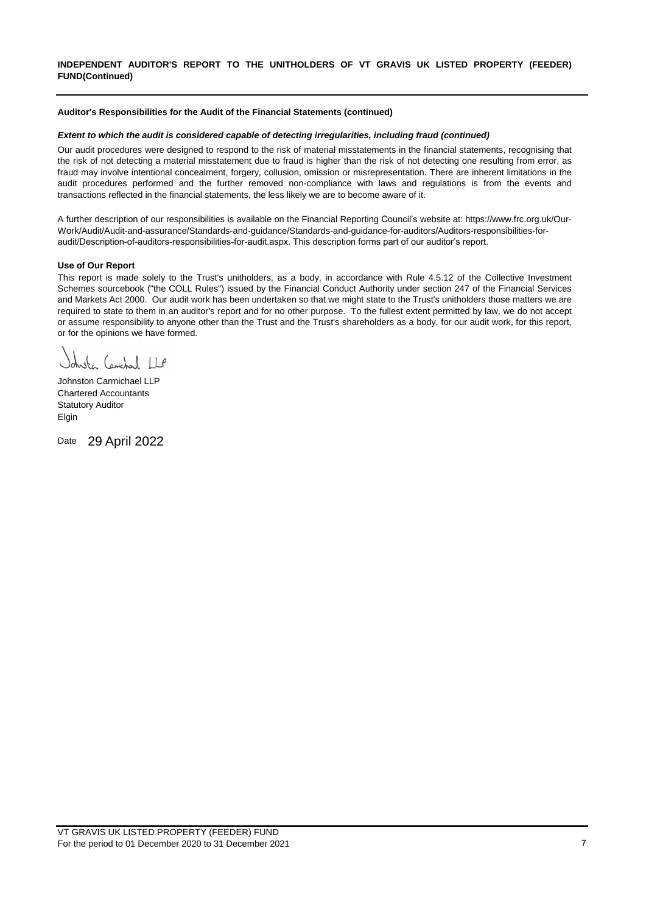# INDEPENDENT AUDITOR'S REPORT TO THE UNITHOLDERS OF VT GRAVIS UK LISTED PROPERTY (FEEDER) FUND(Continued)

**Auditor's Responsibilities for the Audit of the Financial Statements (continued)**

***Extent to which the audit is considered capable of detecting irregularities, including fraud (continued)***

Our audit procedures were designed to respond to the risk of material misstatements in the financial statements, recognising that the risk of not detecting a material misstatement due to fraud is higher than the risk of not detecting one resulting from error, as fraud may involve intentional concealment, forgery, collusion, omission or misrepresentation. There are inherent limitations in the audit procedures performed and the further removed non-compliance with laws and regulations is from the events and transactions reflected in the financial statements, the less likely we are to become aware of it.

A further description of our responsibilities is available on the Financial Reporting Council's website at: https://www.frc.org.uk/Our-Work/Audit/Audit-and-assurance/Standards-and-guidance/Standards-and-guidance-for-auditors/Auditors-responsibilities-for-audit/Description-of-auditors-responsibilities-for-audit.aspx. This description forms part of our auditor's report.

**Use of Our Report**

This report is made solely to the Trust's unitholders, as a body, in accordance with Rule 4.5.12 of the Collective Investment Schemes sourcebook ("the COLL Rules") issued by the Financial Conduct Authority under section 247 of the Financial Services and Markets Act 2000. Our audit work has been undertaken so that we might state to the Trust's unitholders those matters we are required to state to them in an auditor's report and for no other purpose. To the fullest extent permitted by law, we do not accept or assume responsibility to anyone other than the Trust and the Trust's shareholders as a body, for our audit work, for this report, or for the opinions we have formed.

Johnston Carmichael LLP

Johnston Carmichael LLP
Chartered Accountants
Statutory Auditor
Elgin

Date 29 April 2022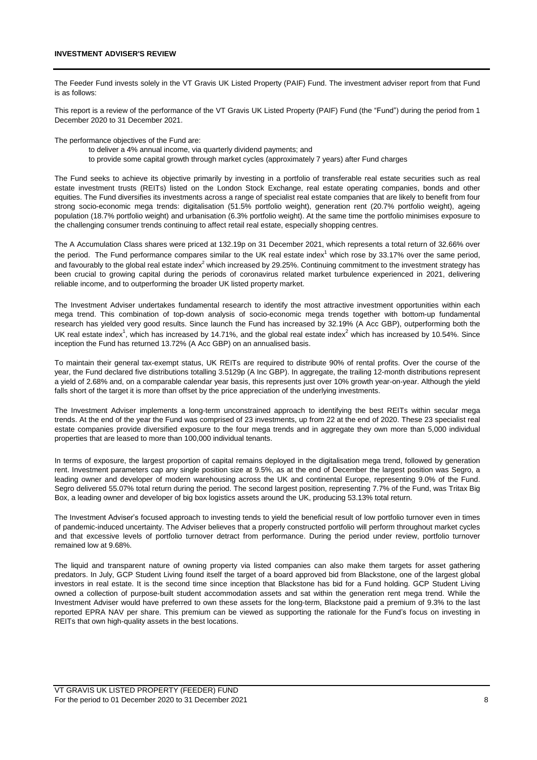## INVESTMENT ADVISER'S REVIEW

The Feeder Fund invests solely in the VT Gravis UK Listed Property (PAIF) Fund. The investment adviser report from that Fund is as follows:

This report is a review of the performance of the VT Gravis UK Listed Property (PAIF) Fund (the "Fund") during the period from 1 December 2020 to 31 December 2021.

The performance objectives of the Fund are:

- to deliver a 4% annual income, via quarterly dividend payments; and
- to provide some capital growth through market cycles (approximately 7 years) after Fund charges

The Fund seeks to achieve its objective primarily by investing in a portfolio of transferable real estate securities such as real estate investment trusts (REITs) listed on the London Stock Exchange, real estate operating companies, bonds and other equities. The Fund diversifies its investments across a range of specialist real estate companies that are likely to benefit from four strong socio-economic mega trends: digitalisation (51.5% portfolio weight), generation rent (20.7% portfolio weight), ageing population (18.7% portfolio weight) and urbanisation (6.3% portfolio weight). At the same time the portfolio minimises exposure to the challenging consumer trends continuing to affect retail real estate, especially shopping centres.

The A Accumulation Class shares were priced at 132.19p on 31 December 2021, which represents a total return of 32.66% over the period. The Fund performance compares similar to the UK real estate index[1] which rose by 33.17% over the same period, and favourably to the global real estate index[2] which increased by 29.25%. Continuing commitment to the investment strategy has been crucial to growing capital during the periods of coronavirus related market turbulence experienced in 2021, delivering reliable income, and to outperforming the broader UK listed property market.

The Investment Adviser undertakes fundamental research to identify the most attractive investment opportunities within each mega trend. This combination of top-down analysis of socio-economic mega trends together with bottom-up fundamental research has yielded very good results. Since launch the Fund has increased by 32.19% (A Acc GBP), outperforming both the UK real estate index[1], which has increased by 14.71%, and the global real estate index[2] which has increased by 10.54%. Since inception the Fund has returned 13.72% (A Acc GBP) on an annualised basis.

To maintain their general tax-exempt status, UK REITs are required to distribute 90% of rental profits. Over the course of the year, the Fund declared five distributions totalling 3.5129p (A Inc GBP). In aggregate, the trailing 12-month distributions represent a yield of 2.68% and, on a comparable calendar year basis, this represents just over 10% growth year-on-year. Although the yield falls short of the target it is more than offset by the price appreciation of the underlying investments.

The Investment Adviser implements a long-term unconstrained approach to identifying the best REITs within secular mega trends. At the end of the year the Fund was comprised of 23 investments, up from 22 at the end of 2020. These 23 specialist real estate companies provide diversified exposure to the four mega trends and in aggregate they own more than 5,000 individual properties that are leased to more than 100,000 individual tenants.

In terms of exposure, the largest proportion of capital remains deployed in the digitalisation mega trend, followed by generation rent. Investment parameters cap any single position size at 9.5%, as at the end of December the largest position was Segro, a leading owner and developer of modern warehousing across the UK and continental Europe, representing 9.0% of the Fund. Segro delivered 55.07% total return during the period. The second largest position, representing 7.7% of the Fund, was Tritax Big Box, a leading owner and developer of big box logistics assets around the UK, producing 53.13% total return.

The Investment Adviser's focused approach to investing tends to yield the beneficial result of low portfolio turnover even in times of pandemic-induced uncertainty. The Adviser believes that a properly constructed portfolio will perform throughout market cycles and that excessive levels of portfolio turnover detract from performance. During the period under review, portfolio turnover remained low at 9.68%.

The liquid and transparent nature of owning property via listed companies can also make them targets for asset gathering predators. In July, GCP Student Living found itself the target of a board approved bid from Blackstone, one of the largest global investors in real estate. It is the second time since inception that Blackstone has bid for a Fund holding. GCP Student Living owned a collection of purpose-built student accommodation assets and sat within the generation rent mega trend. While the Investment Adviser would have preferred to own these assets for the long-term, Blackstone paid a premium of 9.3% to the last reported EPRA NAV per share. This premium can be viewed as supporting the rationale for the Fund's focus on investing in REITs that own high-quality assets in the best locations.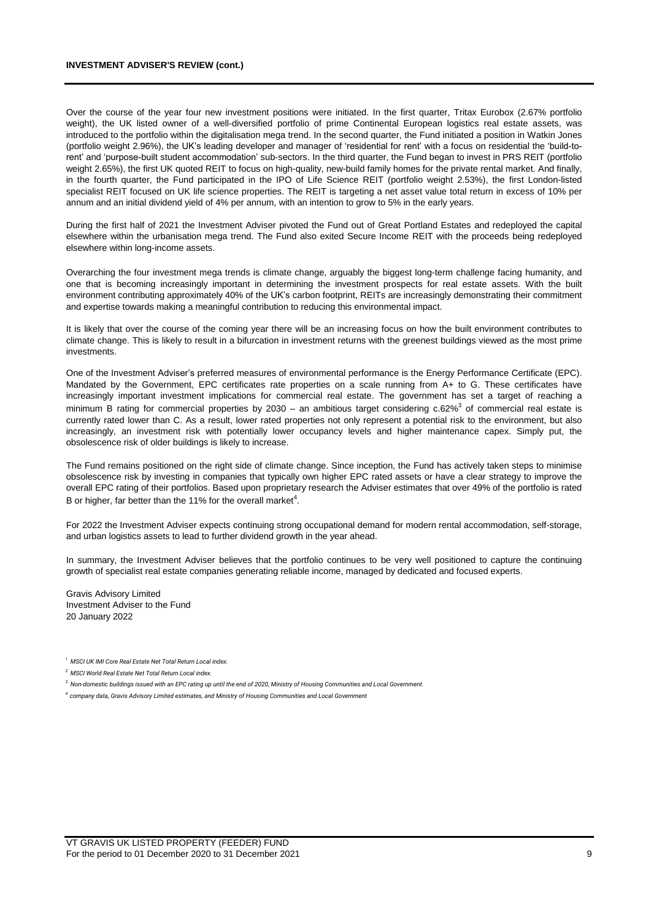**INVESTMENT ADVISER'S REVIEW (cont.)**

Over the course of the year four new investment positions were initiated. In the first quarter, Tritax Eurobox (2.67% portfolio weight), the UK listed owner of a well-diversified portfolio of prime Continental European logistics real estate assets, was introduced to the portfolio within the digitalisation mega trend. In the second quarter, the Fund initiated a position in Watkin Jones (portfolio weight 2.96%), the UK's leading developer and manager of 'residential for rent' with a focus on residential the 'build-to-rent' and 'purpose-built student accommodation' sub-sectors. In the third quarter, the Fund began to invest in PRS REIT (portfolio weight 2.65%), the first UK quoted REIT to focus on high-quality, new-build family homes for the private rental market. And finally, in the fourth quarter, the Fund participated in the IPO of Life Science REIT (portfolio weight 2.53%), the first London-listed specialist REIT focused on UK life science properties. The REIT is targeting a net asset value total return in excess of 10% per annum and an initial dividend yield of 4% per annum, with an intention to grow to 5% in the early years.

During the first half of 2021 the Investment Adviser pivoted the Fund out of Great Portland Estates and redeployed the capital elsewhere within the urbanisation mega trend. The Fund also exited Secure Income REIT with the proceeds being redeployed elsewhere within long-income assets.

Overarching the four investment mega trends is climate change, arguably the biggest long-term challenge facing humanity, and one that is becoming increasingly important in determining the investment prospects for real estate assets. With the built environment contributing approximately 40% of the UK's carbon footprint, REITs are increasingly demonstrating their commitment and expertise towards making a meaningful contribution to reducing this environmental impact.

It is likely that over the course of the coming year there will be an increasing focus on how the built environment contributes to climate change. This is likely to result in a bifurcation in investment returns with the greenest buildings viewed as the most prime investments.

One of the Investment Adviser's preferred measures of environmental performance is the Energy Performance Certificate (EPC). Mandated by the Government, EPC certificates rate properties on a scale running from A+ to G. These certificates have increasingly important investment implications for commercial real estate. The government has set a target of reaching a minimum B rating for commercial properties by 2030 – an ambitious target considering c.62%[3] of commercial real estate is currently rated lower than C. As a result, lower rated properties not only represent a potential risk to the environment, but also increasingly, an investment risk with potentially lower occupancy levels and higher maintenance capex. Simply put, the obsolescence risk of older buildings is likely to increase.

The Fund remains positioned on the right side of climate change. Since inception, the Fund has actively taken steps to minimise obsolescence risk by investing in companies that typically own higher EPC rated assets or have a clear strategy to improve the overall EPC rating of their portfolios. Based upon proprietary research the Adviser estimates that over 49% of the portfolio is rated B or higher, far better than the 11% for the overall market[4].

For 2022 the Investment Adviser expects continuing strong occupational demand for modern rental accommodation, self-storage, and urban logistics assets to lead to further dividend growth in the year ahead.

In summary, the Investment Adviser believes that the portfolio continues to be very well positioned to capture the continuing growth of specialist real estate companies generating reliable income, managed by dedicated and focused experts.

Gravis Advisory Limited
Investment Adviser to the Fund
20 January 2022

[1] *MSCI UK IMI Core Real Estate Net Total Return Local index.*

[2] *MSCI World Real Estate Net Total Return Local index.*

[3] *Non-domestic buildings issued with an EPC rating up until the end of 2020, Ministry of Housing Communities and Local Government.*

[4] *company data, Gravis Advisory Limited estimates, and Ministry of Housing Communities and Local Government*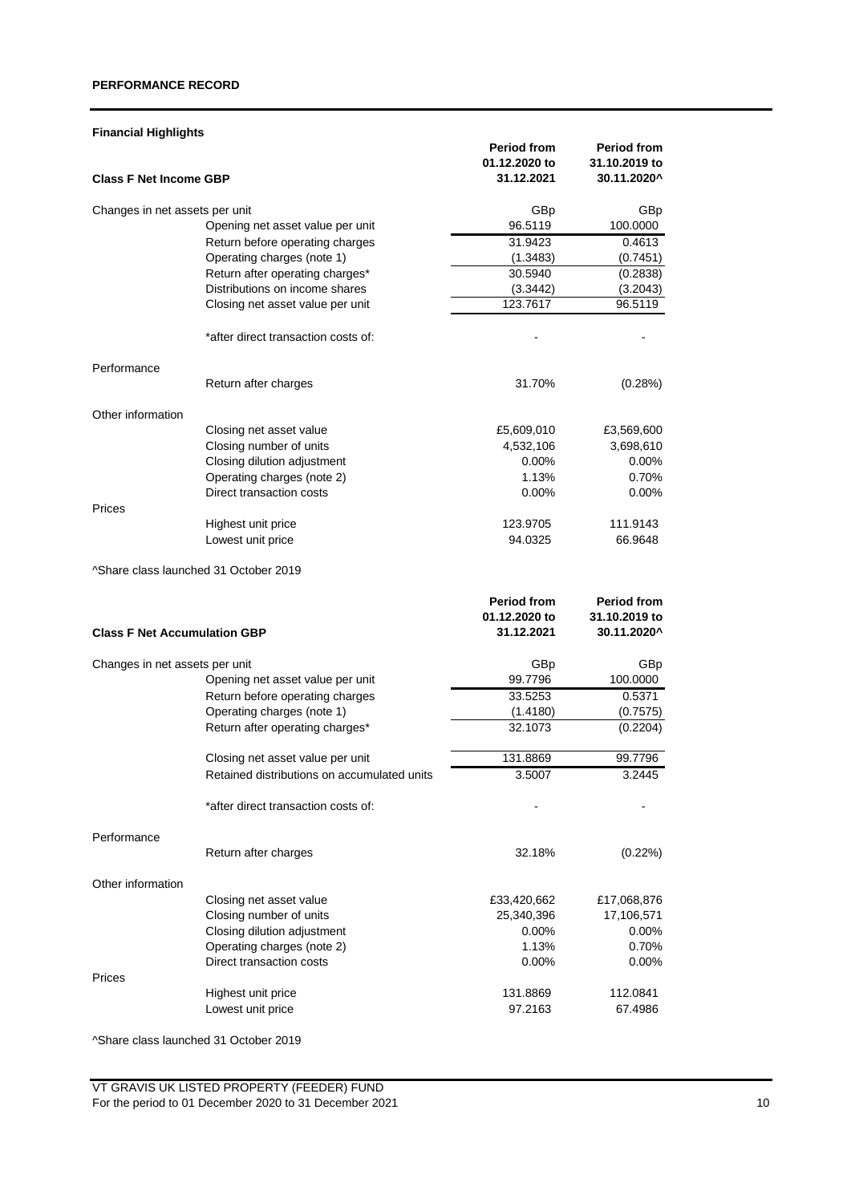## PERFORMANCE RECORD

### Financial Highlights

| Class F Net Income GBP | | Period from 01.12.2020 to 31.12.2021 | Period from 31.10.2019 to 30.11.2020^ |
|---|---|---|---|
| Changes in net assets per unit | | GBp | GBp |
| | Opening net asset value per unit | 96.5119 | 100.0000 |
| | Return before operating charges | 31.9423 | 0.4613 |
| | Operating charges (note 1) | (1.3483) | (0.7451) |
| | Return after operating charges* | 30.5940 | (0.2838) |
| | Distributions on income shares | (3.3442) | (3.2043) |
| | Closing net asset value per unit | 123.7617 | 96.5119 |
| | *after direct transaction costs of: | - | - |
| Performance | | | |
| | Return after charges | 31.70% | (0.28%) |
| Other information | | | |
| | Closing net asset value | £5,609,010 | £3,569,600 |
| | Closing number of units | 4,532,106 | 3,698,610 |
| | Closing dilution adjustment | 0.00% | 0.00% |
| | Operating charges (note 2) | 1.13% | 0.70% |
| | Direct transaction costs | 0.00% | 0.00% |
| Prices | | | |
| | Highest unit price | 123.9705 | 111.9143 |
| | Lowest unit price | 94.0325 | 66.9648 |

^Share class launched 31 October 2019

| Class F Net Accumulation GBP | | Period from 01.12.2020 to 31.12.2021 | Period from 31.10.2019 to 30.11.2020^ |
|---|---|---|---|
| Changes in net assets per unit | | GBp | GBp |
| | Opening net asset value per unit | 99.7796 | 100.0000 |
| | Return before operating charges | 33.5253 | 0.5371 |
| | Operating charges (note 1) | (1.4180) | (0.7575) |
| | Return after operating charges* | 32.1073 | (0.2204) |
| | Closing net asset value per unit | 131.8869 | 99.7796 |
| | Retained distributions on accumulated units | 3.5007 | 3.2445 |
| | *after direct transaction costs of: | - | - |
| Performance | | | |
| | Return after charges | 32.18% | (0.22%) |
| Other information | | | |
| | Closing net asset value | £33,420,662 | £17,068,876 |
| | Closing number of units | 25,340,396 | 17,106,571 |
| | Closing dilution adjustment | 0.00% | 0.00% |
| | Operating charges (note 2) | 1.13% | 0.70% |
| | Direct transaction costs | 0.00% | 0.00% |
| Prices | | | |
| | Highest unit price | 131.8869 | 112.0841 |
| | Lowest unit price | 97.2163 | 67.4986 |

^Share class launched 31 October 2019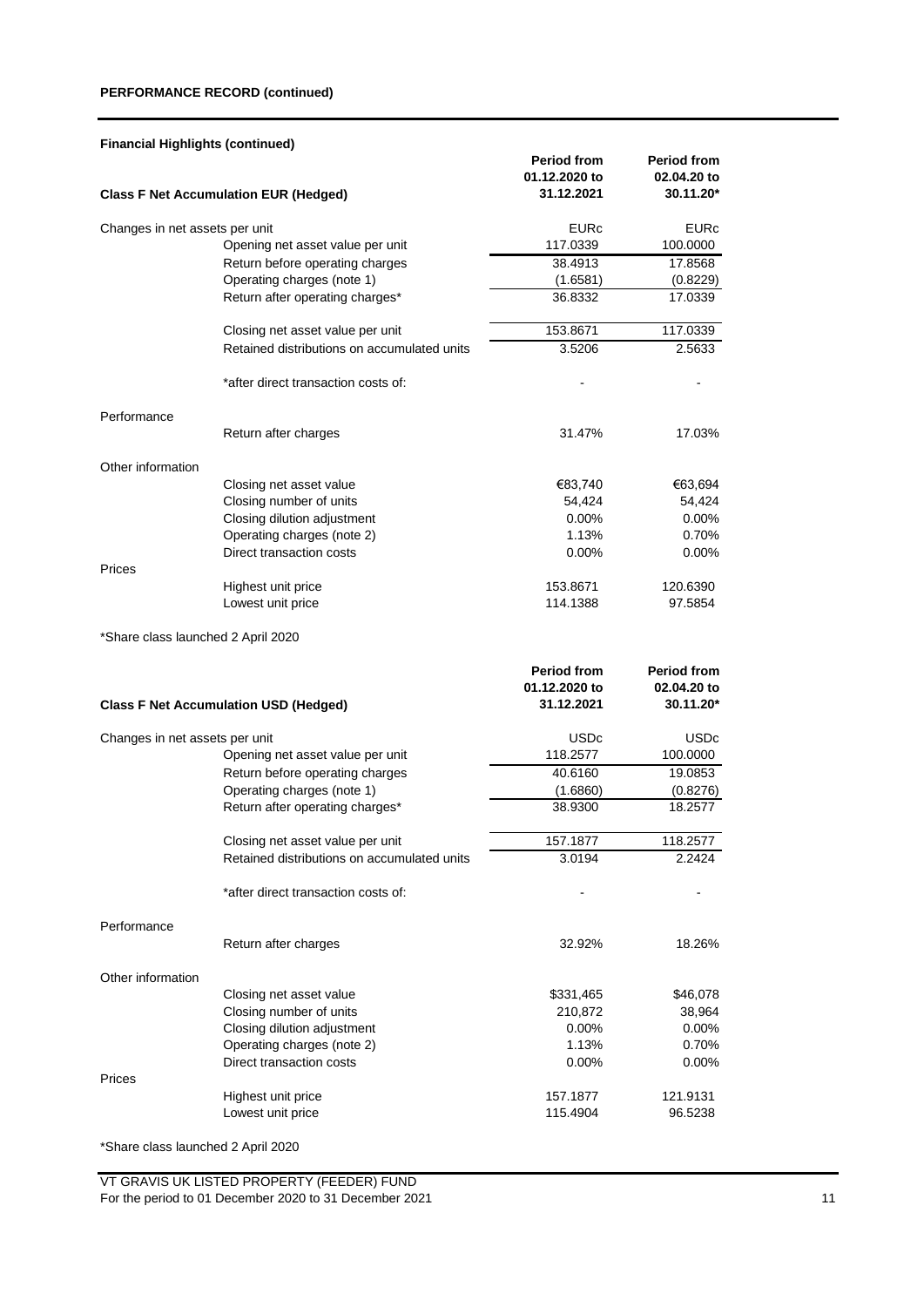## PERFORMANCE RECORD (continued)

### Financial Highlights (continued)

| Class F Net Accumulation EUR (Hedged) | | Period from 01.12.2020 to 31.12.2021 | Period from 02.04.20 to 30.11.20* |
|---|---|---|---|
| Changes in net assets per unit | | EURc | EURc |
| | Opening net asset value per unit | 117.0339 | 100.0000 |
| | Return before operating charges | 38.4913 | 17.8568 |
| | Operating charges (note 1) | (1.6581) | (0.8229) |
| | Return after operating charges* | 36.8332 | 17.0339 |
| | Closing net asset value per unit | 153.8671 | 117.0339 |
| | Retained distributions on accumulated units | 3.5206 | 2.5633 |
| | *after direct transaction costs of: | - | - |
| Performance | | | |
| | Return after charges | 31.47% | 17.03% |
| Other information | | | |
| | Closing net asset value | €83,740 | €63,694 |
| | Closing number of units | 54,424 | 54,424 |
| | Closing dilution adjustment | 0.00% | 0.00% |
| | Operating charges (note 2) | 1.13% | 0.70% |
| | Direct transaction costs | 0.00% | 0.00% |
| Prices | | | |
| | Highest unit price | 153.8671 | 120.6390 |
| | Lowest unit price | 114.1388 | 97.5854 |

*Share class launched 2 April 2020

| Class F Net Accumulation USD (Hedged) | | Period from 01.12.2020 to 31.12.2021 | Period from 02.04.20 to 30.11.20* |
|---|---|---|---|
| Changes in net assets per unit | | USDc | USDc |
| | Opening net asset value per unit | 118.2577 | 100.0000 |
| | Return before operating charges | 40.6160 | 19.0853 |
| | Operating charges (note 1) | (1.6860) | (0.8276) |
| | Return after operating charges* | 38.9300 | 18.2577 |
| | Closing net asset value per unit | 157.1877 | 118.2577 |
| | Retained distributions on accumulated units | 3.0194 | 2.2424 |
| | *after direct transaction costs of: | - | - |
| Performance | | | |
| | Return after charges | 32.92% | 18.26% |
| Other information | | | |
| | Closing net asset value | $331,465 | $46,078 |
| | Closing number of units | 210,872 | 38,964 |
| | Closing dilution adjustment | 0.00% | 0.00% |
| | Operating charges (note 2) | 1.13% | 0.70% |
| | Direct transaction costs | 0.00% | 0.00% |
| Prices | | | |
| | Highest unit price | 157.1877 | 121.9131 |
| | Lowest unit price | 115.4904 | 96.5238 |

*Share class launched 2 April 2020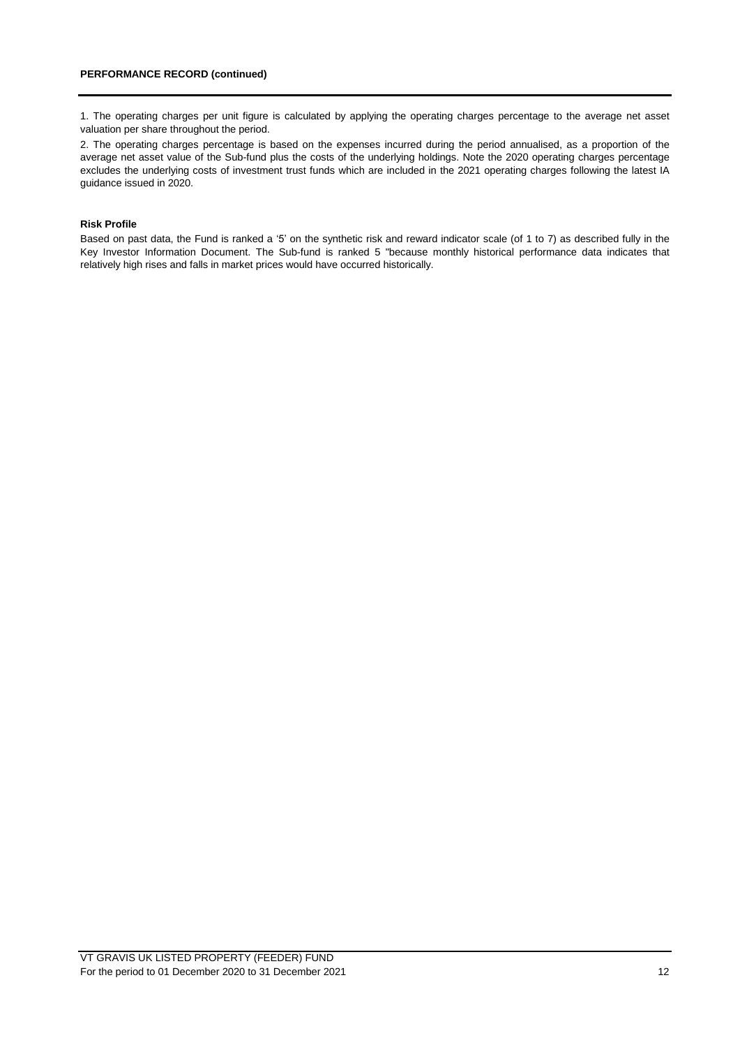**PERFORMANCE RECORD (continued)**

1. The operating charges per unit figure is calculated by applying the operating charges percentage to the average net asset valuation per share throughout the period.

2. The operating charges percentage is based on the expenses incurred during the period annualised, as a proportion of the average net asset value of the Sub-fund plus the costs of the underlying holdings. Note the 2020 operating charges percentage excludes the underlying costs of investment trust funds which are included in the 2021 operating charges following the latest IA guidance issued in 2020.

**Risk Profile**

Based on past data, the Fund is ranked a '5' on the synthetic risk and reward indicator scale (of 1 to 7) as described fully in the Key Investor Information Document. The Sub-fund is ranked 5 "because monthly historical performance data indicates that relatively high rises and falls in market prices would have occurred historically.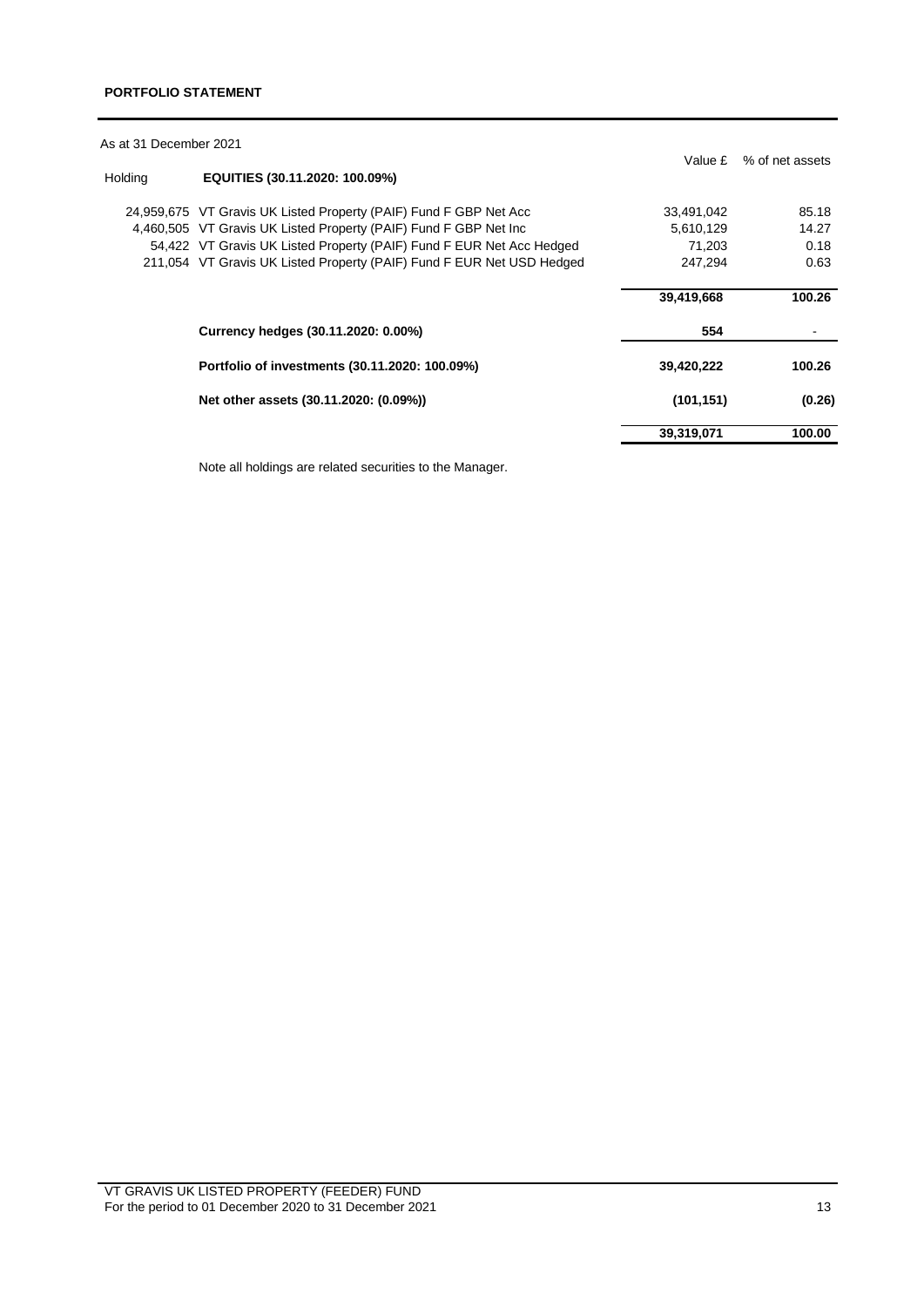**PORTFOLIO STATEMENT**

As at 31 December 2021

| Holding | EQUITIES (30.11.2020: 100.09%) | Value £ | % of net assets |
|---|---|---|---|
| 24,959,675 | VT Gravis UK Listed Property (PAIF) Fund F GBP Net Acc | 33,491,042 | 85.18 |
| 4,460,505 | VT Gravis UK Listed Property (PAIF) Fund F GBP Net Inc | 5,610,129 | 14.27 |
| 54,422 | VT Gravis UK Listed Property (PAIF) Fund F EUR Net Acc Hedged | 71,203 | 0.18 |
| 211,054 | VT Gravis UK Listed Property (PAIF) Fund F EUR Net USD Hedged | 247,294 | 0.63 |
| | | **39,419,668** | **100.26** |
| | **Currency hedges (30.11.2020: 0.00%)** | **554** | - |
| | **Portfolio of investments (30.11.2020: 100.09%)** | **39,420,222** | **100.26** |
| | **Net other assets (30.11.2020: (0.09%))** | **(101,151)** | **(0.26)** |
| | | **39,319,071** | **100.00** |

Note all holdings are related securities to the Manager.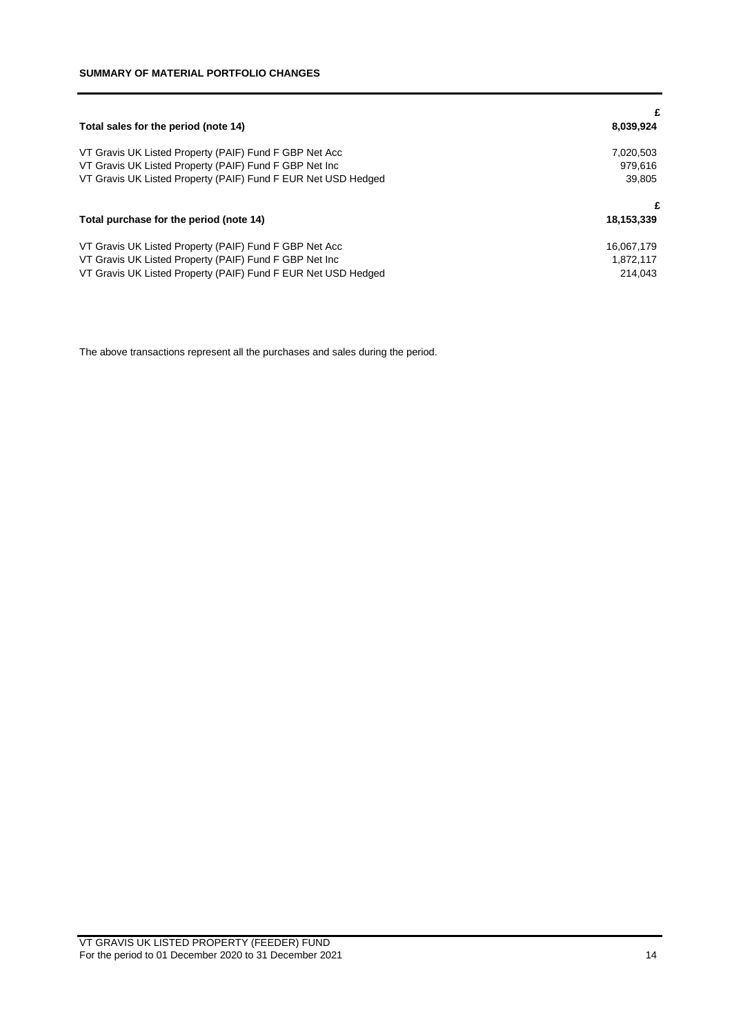## SUMMARY OF MATERIAL PORTFOLIO CHANGES

| | £ |
|---|---|
| **Total sales for the period (note 14)** | **8,039,924** |
| VT Gravis UK Listed Property (PAIF) Fund F GBP Net Acc | 7,020,503 |
| VT Gravis UK Listed Property (PAIF) Fund F GBP Net Inc | 979,616 |
| VT Gravis UK Listed Property (PAIF) Fund F EUR Net USD Hedged | 39,805 |

| | £ |
|---|---|
| **Total purchase for the period (note 14)** | **18,153,339** |
| VT Gravis UK Listed Property (PAIF) Fund F GBP Net Acc | 16,067,179 |
| VT Gravis UK Listed Property (PAIF) Fund F GBP Net Inc | 1,872,117 |
| VT Gravis UK Listed Property (PAIF) Fund F EUR Net USD Hedged | 214,043 |

The above transactions represent all the purchases and sales during the period.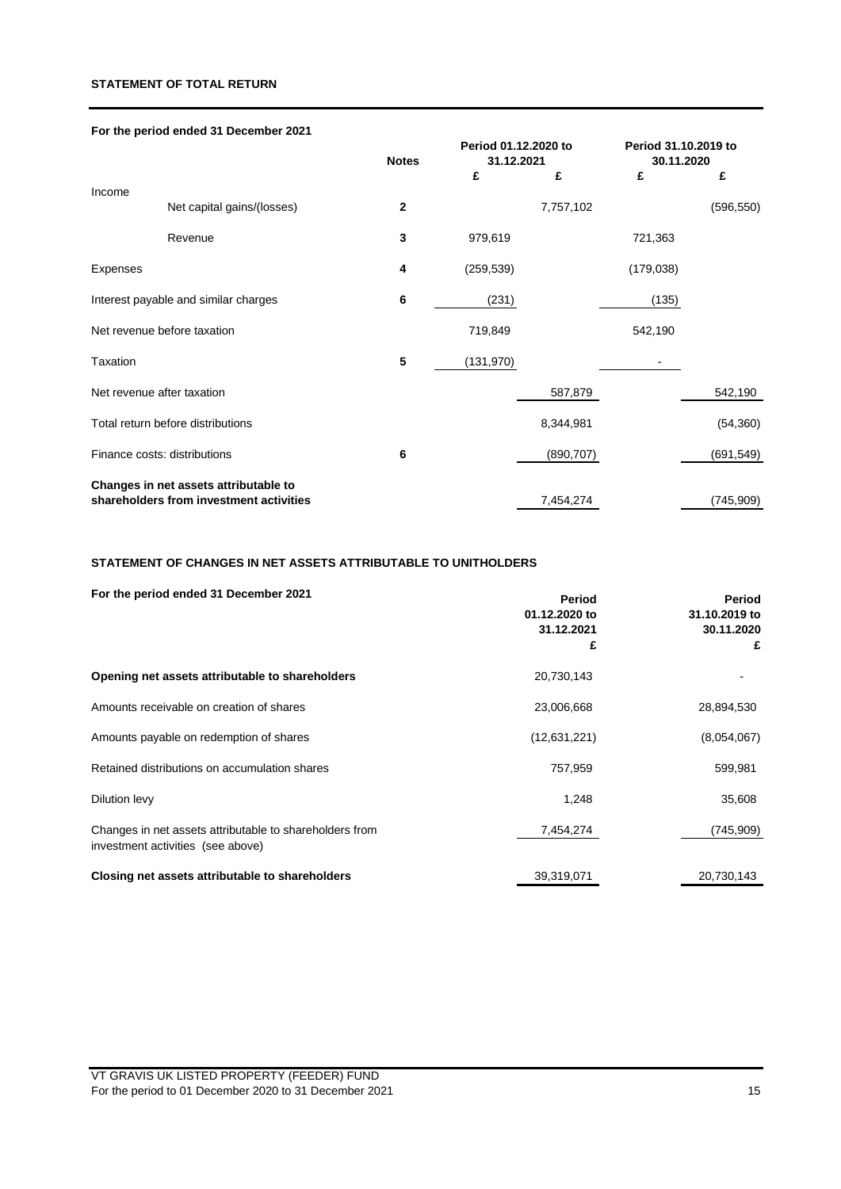## STATEMENT OF TOTAL RETURN

**For the period ended 31 December 2021**

| | Notes | Period 01.12.2020 to 31.12.2021 | | Period 31.10.2019 to 30.11.2020 | |
|---|---|---|---|---|---|
| | | £ | £ | £ | £ |
| Income | | | | | |
| Net capital gains/(losses) | 2 | | 7,757,102 | | (596,550) |
| Revenue | 3 | 979,619 | | 721,363 | |
| Expenses | 4 | (259,539) | | (179,038) | |
| Interest payable and similar charges | 6 | (231) | | (135) | |
| Net revenue before taxation | | 719,849 | | 542,190 | |
| Taxation | 5 | (131,970) | | - | |
| Net revenue after taxation | | | 587,879 | | 542,190 |
| Total return before distributions | | | 8,344,981 | | (54,360) |
| Finance costs: distributions | 6 | | (890,707) | | (691,549) |
| **Changes in net assets attributable to shareholders from investment activities** | | | 7,454,274 | | (745,909) |

## STATEMENT OF CHANGES IN NET ASSETS ATTRIBUTABLE TO UNITHOLDERS

**For the period ended 31 December 2021**

| | Period 01.12.2020 to 31.12.2021 | Period 31.10.2019 to 30.11.2020 |
|---|---|---|
| | £ | £ |
| **Opening net assets attributable to shareholders** | 20,730,143 | - |
| Amounts receivable on creation of shares | 23,006,668 | 28,894,530 |
| Amounts payable on redemption of shares | (12,631,221) | (8,054,067) |
| Retained distributions on accumulation shares | 757,959 | 599,981 |
| Dilution levy | 1,248 | 35,608 |
| Changes in net assets attributable to shareholders from investment activities (see above) | 7,454,274 | (745,909) |
| **Closing net assets attributable to shareholders** | 39,319,071 | 20,730,143 |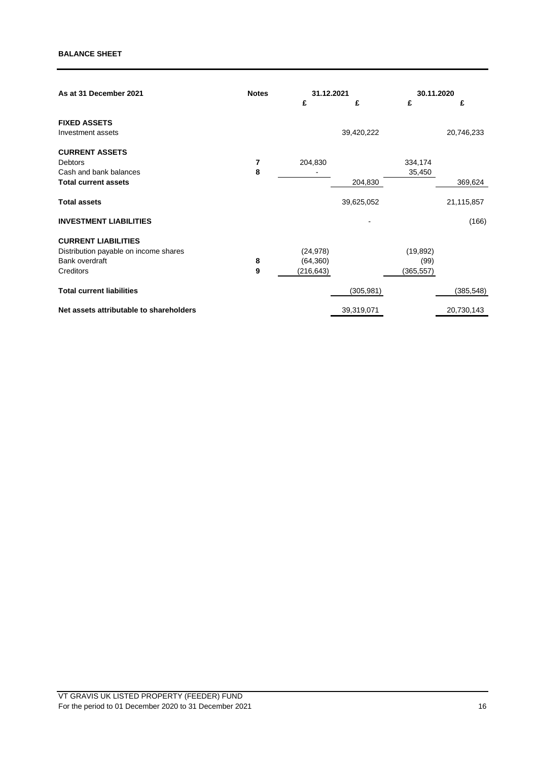**BALANCE SHEET**

| As at 31 December 2021 | Notes | 31.12.2021 | | 30.11.2020 | |
|---|---|---|---|---|---|
| | | £ | £ | £ | £ |
| **FIXED ASSETS** | | | | | |
| Investment assets | | | 39,420,222 | | 20,746,233 |
| **CURRENT ASSETS** | | | | | |
| Debtors | 7 | 204,830 | | 334,174 | |
| Cash and bank balances | 8 | - | | 35,450 | |
| **Total current assets** | | | 204,830 | | 369,624 |
| **Total assets** | | | 39,625,052 | | 21,115,857 |
| **INVESTMENT LIABILITIES** | | | - | | (166) |
| **CURRENT LIABILITIES** | | | | | |
| Distribution payable on income shares | | (24,978) | | (19,892) | |
| Bank overdraft | 8 | (64,360) | | (99) | |
| Creditors | 9 | (216,643) | | (365,557) | |
| **Total current liabilities** | | | (305,981) | | (385,548) |
| **Net assets attributable to shareholders** | | | 39,319,071 | | 20,730,143 |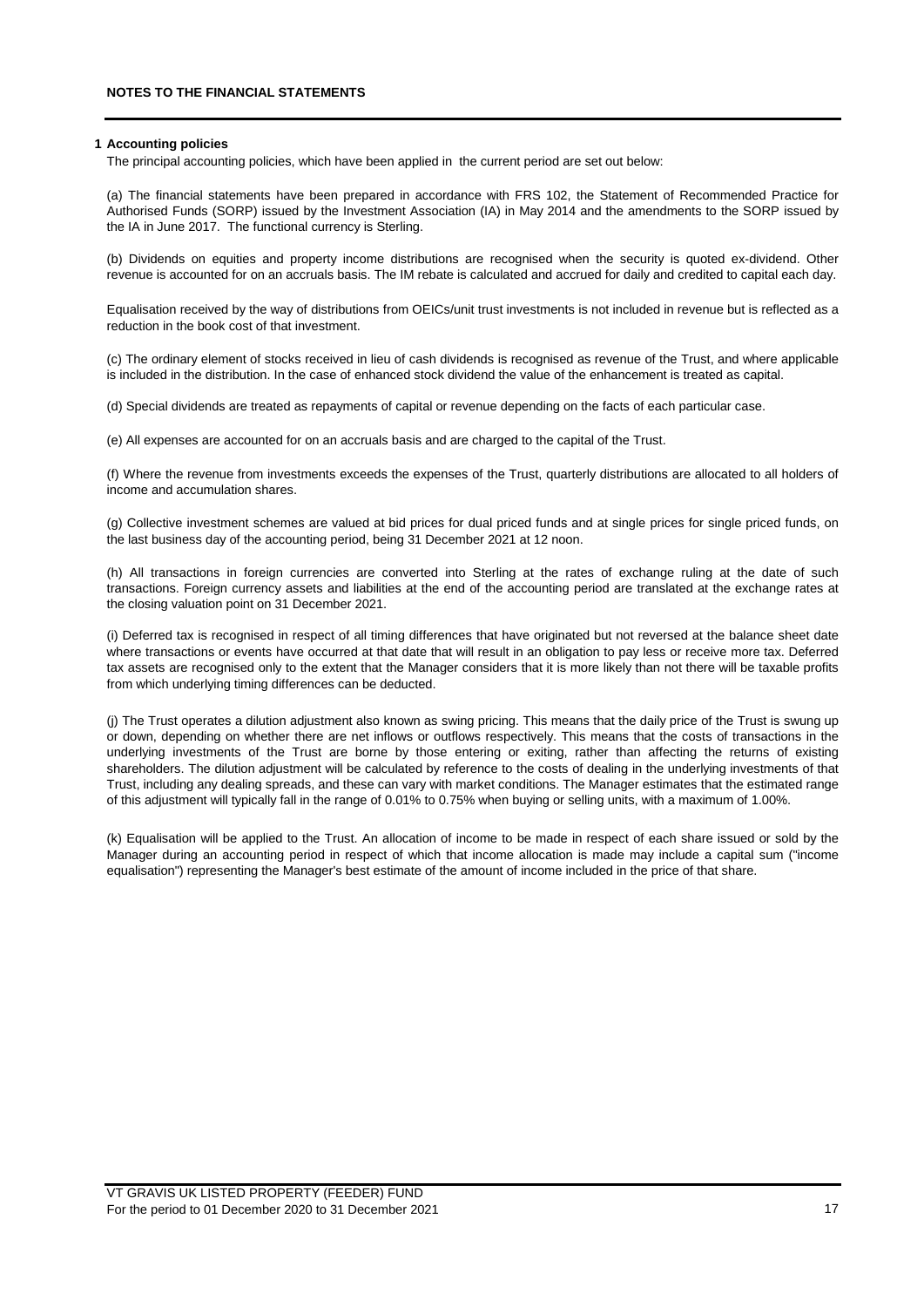## NOTES TO THE FINANCIAL STATEMENTS

### 1 Accounting policies

The principal accounting policies, which have been applied in the current period are set out below:

(a) The financial statements have been prepared in accordance with FRS 102, the Statement of Recommended Practice for Authorised Funds (SORP) issued by the Investment Association (IA) in May 2014 and the amendments to the SORP issued by the IA in June 2017. The functional currency is Sterling.

(b) Dividends on equities and property income distributions are recognised when the security is quoted ex-dividend. Other revenue is accounted for on an accruals basis. The IM rebate is calculated and accrued for daily and credited to capital each day.

Equalisation received by the way of distributions from OEICs/unit trust investments is not included in revenue but is reflected as a reduction in the book cost of that investment.

(c) The ordinary element of stocks received in lieu of cash dividends is recognised as revenue of the Trust, and where applicable is included in the distribution. In the case of enhanced stock dividend the value of the enhancement is treated as capital.

(d) Special dividends are treated as repayments of capital or revenue depending on the facts of each particular case.

(e) All expenses are accounted for on an accruals basis and are charged to the capital of the Trust.

(f) Where the revenue from investments exceeds the expenses of the Trust, quarterly distributions are allocated to all holders of income and accumulation shares.

(g) Collective investment schemes are valued at bid prices for dual priced funds and at single prices for single priced funds, on the last business day of the accounting period, being 31 December 2021 at 12 noon.

(h) All transactions in foreign currencies are converted into Sterling at the rates of exchange ruling at the date of such transactions. Foreign currency assets and liabilities at the end of the accounting period are translated at the exchange rates at the closing valuation point on 31 December 2021.

(i) Deferred tax is recognised in respect of all timing differences that have originated but not reversed at the balance sheet date where transactions or events have occurred at that date that will result in an obligation to pay less or receive more tax. Deferred tax assets are recognised only to the extent that the Manager considers that it is more likely than not there will be taxable profits from which underlying timing differences can be deducted.

(j) The Trust operates a dilution adjustment also known as swing pricing. This means that the daily price of the Trust is swung up or down, depending on whether there are net inflows or outflows respectively. This means that the costs of transactions in the underlying investments of the Trust are borne by those entering or exiting, rather than affecting the returns of existing shareholders. The dilution adjustment will be calculated by reference to the costs of dealing in the underlying investments of that Trust, including any dealing spreads, and these can vary with market conditions. The Manager estimates that the estimated range of this adjustment will typically fall in the range of 0.01% to 0.75% when buying or selling units, with a maximum of 1.00%.

(k) Equalisation will be applied to the Trust. An allocation of income to be made in respect of each share issued or sold by the Manager during an accounting period in respect of which that income allocation is made may include a capital sum ("income equalisation") representing the Manager's best estimate of the amount of income included in the price of that share.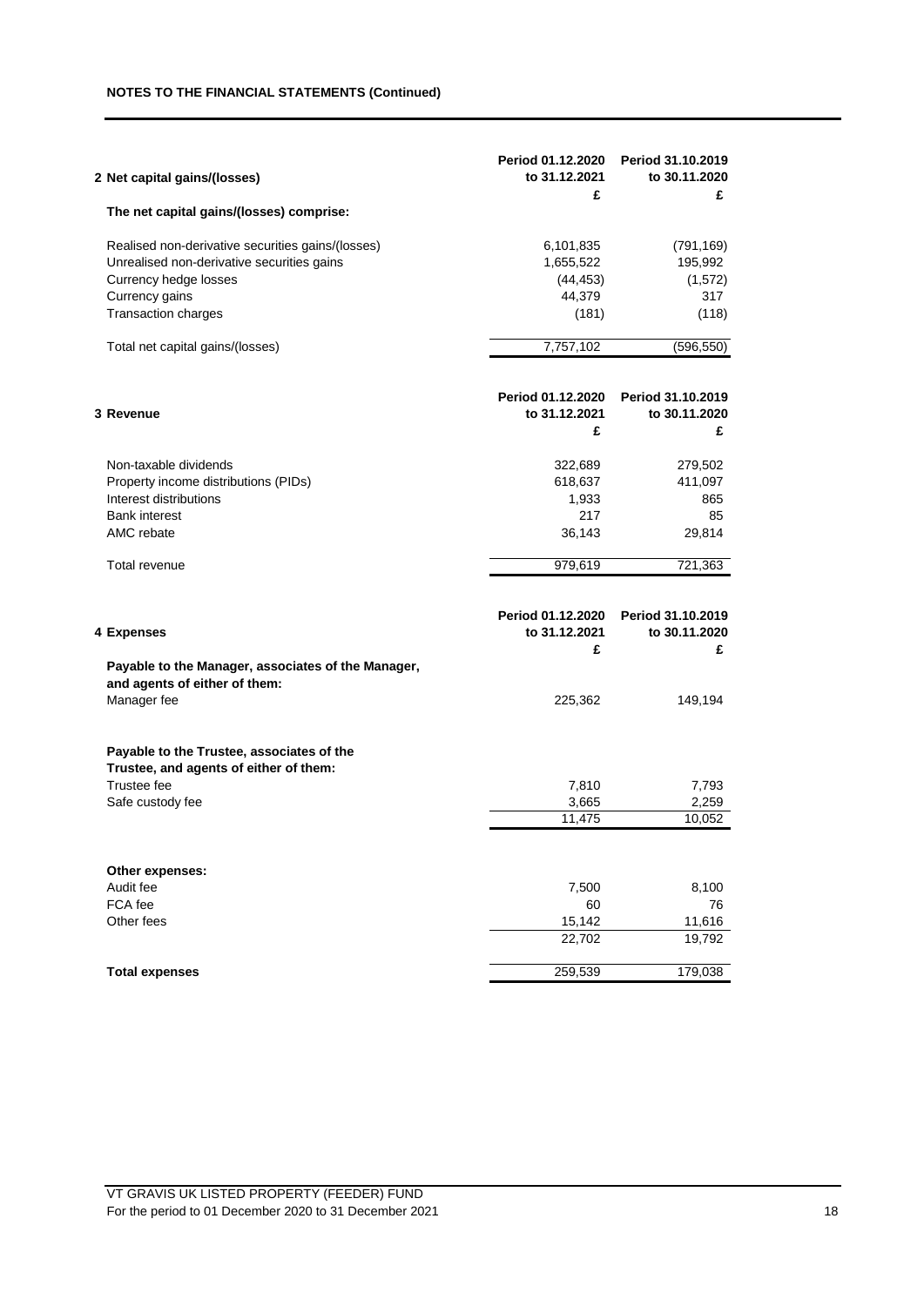**NOTES TO THE FINANCIAL STATEMENTS (Continued)**

| 2 Net capital gains/(losses) | Period 01.12.2020 to 31.12.2021 | Period 31.10.2019 to 30.11.2020 |
|---|---|---|
| | £ | £ |
| **The net capital gains/(losses) comprise:** | | |
| Realised non-derivative securities gains/(losses) | 6,101,835 | (791,169) |
| Unrealised non-derivative securities gains | 1,655,522 | 195,992 |
| Currency hedge losses | (44,453) | (1,572) |
| Currency gains | 44,379 | 317 |
| Transaction charges | (181) | (118) |
| Total net capital gains/(losses) | 7,757,102 | (596,550) |

| 3 Revenue | Period 01.12.2020 to 31.12.2021 | Period 31.10.2019 to 30.11.2020 |
|---|---|---|
| | £ | £ |
| Non-taxable dividends | 322,689 | 279,502 |
| Property income distributions (PIDs) | 618,637 | 411,097 |
| Interest distributions | 1,933 | 865 |
| Bank interest | 217 | 85 |
| AMC rebate | 36,143 | 29,814 |
| Total revenue | 979,619 | 721,363 |

| 4 Expenses | Period 01.12.2020 to 31.12.2021 | Period 31.10.2019 to 30.11.2020 |
|---|---|---|
| | £ | £ |
| **Payable to the Manager, associates of the Manager, and agents of either of them:** | | |
| Manager fee | 225,362 | 149,194 |
| **Payable to the Trustee, associates of the Trustee, and agents of either of them:** | | |
| Trustee fee | 7,810 | 7,793 |
| Safe custody fee | 3,665 | 2,259 |
| | 11,475 | 10,052 |
| **Other expenses:** | | |
| Audit fee | 7,500 | 8,100 |
| FCA fee | 60 | 76 |
| Other fees | 15,142 | 11,616 |
| | 22,702 | 19,792 |
| **Total expenses** | 259,539 | 179,038 |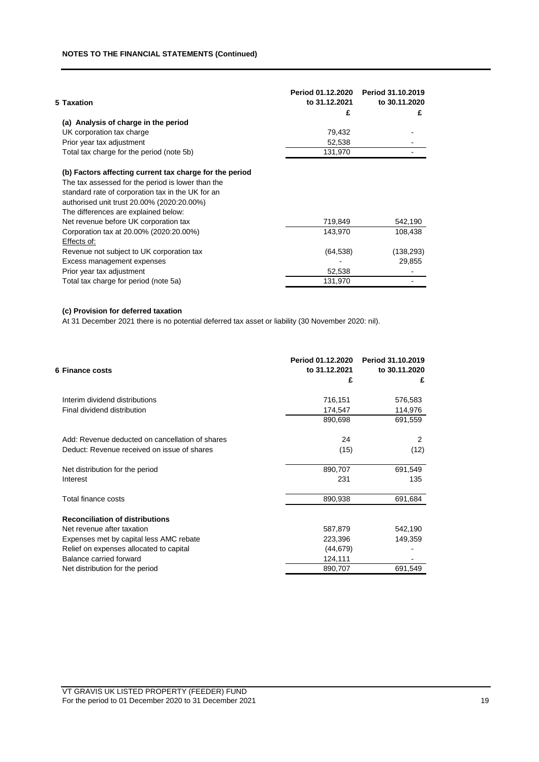**NOTES TO THE FINANCIAL STATEMENTS (Continued)**

| **5 Taxation** | **Period 01.12.2020 to 31.12.2021** | **Period 31.10.2019 to 30.11.2020** |
|---|---|---|
| | **£** | **£** |
| **(a) Analysis of charge in the period** | | |
| UK corporation tax charge | 79,432 | - |
| Prior year tax adjustment | 52,538 | - |
| Total tax charge for the period (note 5b) | 131,970 | - |
| | | |
| **(b) Factors affecting current tax charge for the period** | | |
| The tax assessed for the period is lower than the standard rate of corporation tax in the UK for an authorised unit trust 20.00% (2020:20.00%) The differences are explained below: | | |
| Net revenue before UK corporation tax | 719,849 | 542,190 |
| Corporation tax at 20.00% (2020:20.00%) | 143,970 | 108,438 |
| Effects of: | | |
| Revenue not subject to UK corporation tax | (64,538) | (138,293) |
| Excess management expenses | - | 29,855 |
| Prior year tax adjustment | 52,538 | - |
| Total tax charge for period (note 5a) | 131,970 | - |

**(c) Provision for deferred taxation**

At 31 December 2021 there is no potential deferred tax asset or liability (30 November 2020: nil).

| **6 Finance costs** | **Period 01.12.2020 to 31.12.2021** | **Period 31.10.2019 to 30.11.2020** |
|---|---|---|
| | **£** | **£** |
| Interim dividend distributions | 716,151 | 576,583 |
| Final dividend distribution | 174,547 | 114,976 |
| | 890,698 | 691,559 |
| | | |
| Add: Revenue deducted on cancellation of shares | 24 | 2 |
| Deduct: Revenue received on issue of shares | (15) | (12) |
| | | |
| Net distribution for the period | 890,707 | 691,549 |
| Interest | 231 | 135 |
| | | |
| Total finance costs | 890,938 | 691,684 |
| | | |
| **Reconciliation of distributions** | | |
| Net revenue after taxation | 587,879 | 542,190 |
| Expenses met by capital less AMC rebate | 223,396 | 149,359 |
| Relief on expenses allocated to capital | (44,679) | - |
| Balance carried forward | 124,111 | - |
| Net distribution for the period | 890,707 | 691,549 |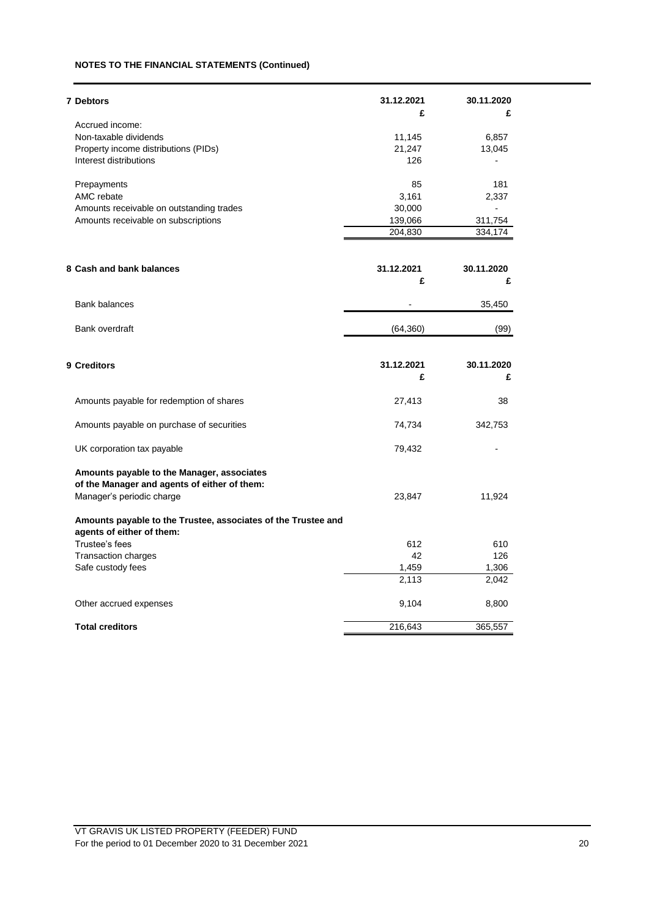**NOTES TO THE FINANCIAL STATEMENTS (Continued)**

| 7 Debtors | 31.12.2021 | 30.11.2020 |
|---|---|---|
| | £ | £ |
| Accrued income: | | |
| Non-taxable dividends | 11,145 | 6,857 |
| Property income distributions (PIDs) | 21,247 | 13,045 |
| Interest distributions | 126 | - |
| | | |
| Prepayments | 85 | 181 |
| AMC rebate | 3,161 | 2,337 |
| Amounts receivable on outstanding trades | 30,000 | - |
| Amounts receivable on subscriptions | 139,066 | 311,754 |
| | 204,830 | 334,174 |

| 8 Cash and bank balances | 31.12.2021 | 30.11.2020 |
|---|---|---|
| | £ | £ |
| Bank balances | - | 35,450 |
| | | |
| Bank overdraft | (64,360) | (99) |

| 9 Creditors | 31.12.2021 | 30.11.2020 |
|---|---|---|
| | £ | £ |
| Amounts payable for redemption of shares | 27,413 | 38 |
| | | |
| Amounts payable on purchase of securities | 74,734 | 342,753 |
| | | |
| UK corporation tax payable | 79,432 | - |
| | | |
| **Amounts payable to the Manager, associates of the Manager and agents of either of them:** | | |
| Manager's periodic charge | 23,847 | 11,924 |
| | | |
| **Amounts payable to the Trustee, associates of the Trustee and agents of either of them:** | | |
| Trustee's fees | 612 | 610 |
| Transaction charges | 42 | 126 |
| Safe custody fees | 1,459 | 1,306 |
| | 2,113 | 2,042 |
| | | |
| Other accrued expenses | 9,104 | 8,800 |
| | | |
| **Total creditors** | 216,643 | 365,557 |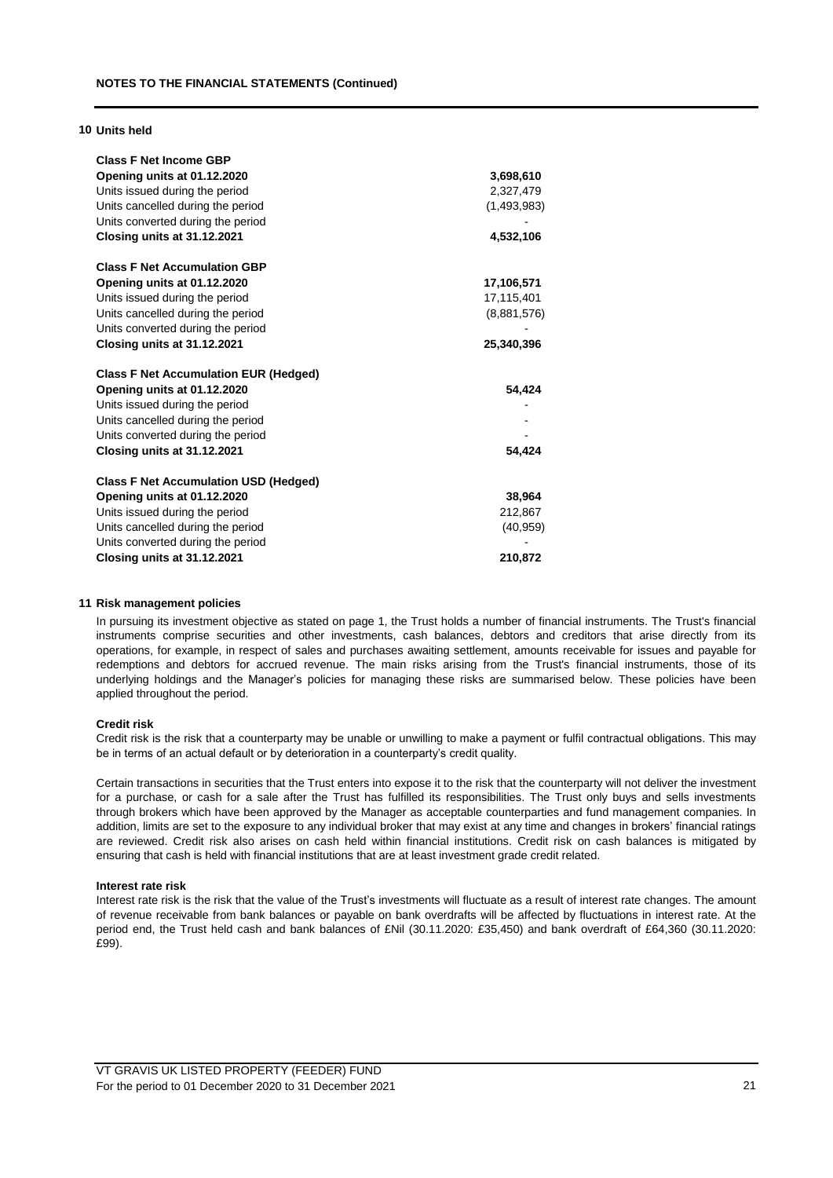## 10 Units held

| | |
|---|---|
| **Class F Net Income GBP** | |
| **Opening units at 01.12.2020** | **3,698,610** |
| Units issued during the period | 2,327,479 |
| Units cancelled during the period | (1,493,983) |
| Units converted during the period | - |
| **Closing units at 31.12.2021** | **4,532,106** |
| | |
| **Class F Net Accumulation GBP** | |
| **Opening units at 01.12.2020** | **17,106,571** |
| Units issued during the period | 17,115,401 |
| Units cancelled during the period | (8,881,576) |
| Units converted during the period | - |
| **Closing units at 31.12.2021** | **25,340,396** |
| | |
| **Class F Net Accumulation EUR (Hedged)** | |
| **Opening units at 01.12.2020** | **54,424** |
| Units issued during the period | - |
| Units cancelled during the period | - |
| Units converted during the period | - |
| **Closing units at 31.12.2021** | **54,424** |
| | |
| **Class F Net Accumulation USD (Hedged)** | |
| **Opening units at 01.12.2020** | **38,964** |
| Units issued during the period | 212,867 |
| Units cancelled during the period | (40,959) |
| Units converted during the period | - |
| **Closing units at 31.12.2021** | **210,872** |

## 11 Risk management policies

In pursuing its investment objective as stated on page 1, the Trust holds a number of financial instruments. The Trust's financial instruments comprise securities and other investments, cash balances, debtors and creditors that arise directly from its operations, for example, in respect of sales and purchases awaiting settlement, amounts receivable for issues and payable for redemptions and debtors for accrued revenue. The main risks arising from the Trust's financial instruments, those of its underlying holdings and the Manager's policies for managing these risks are summarised below. These policies have been applied throughout the period.

### Credit risk

Credit risk is the risk that a counterparty may be unable or unwilling to make a payment or fulfil contractual obligations. This may be in terms of an actual default or by deterioration in a counterparty's credit quality.

Certain transactions in securities that the Trust enters into expose it to the risk that the counterparty will not deliver the investment for a purchase, or cash for a sale after the Trust has fulfilled its responsibilities. The Trust only buys and sells investments through brokers which have been approved by the Manager as acceptable counterparties and fund management companies. In addition, limits are set to the exposure to any individual broker that may exist at any time and changes in brokers' financial ratings are reviewed. Credit risk also arises on cash held within financial institutions. Credit risk on cash balances is mitigated by ensuring that cash is held with financial institutions that are at least investment grade credit related.

### Interest rate risk

Interest rate risk is the risk that the value of the Trust's investments will fluctuate as a result of interest rate changes. The amount of revenue receivable from bank balances or payable on bank overdrafts will be affected by fluctuations in interest rate. At the period end, the Trust held cash and bank balances of £Nil (30.11.2020: £35,450) and bank overdraft of £64,360 (30.11.2020: £99).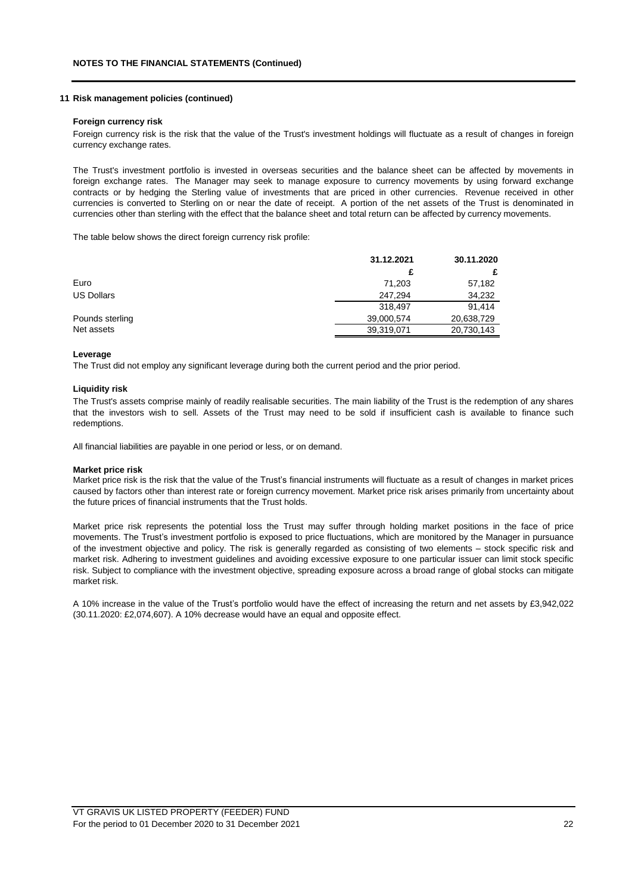**NOTES TO THE FINANCIAL STATEMENTS (Continued)**

**11 Risk management policies (continued)**

**Foreign currency risk**

Foreign currency risk is the risk that the value of the Trust's investment holdings will fluctuate as a result of changes in foreign currency exchange rates.

The Trust's investment portfolio is invested in overseas securities and the balance sheet can be affected by movements in foreign exchange rates. The Manager may seek to manage exposure to currency movements by using forward exchange contracts or by hedging the Sterling value of investments that are priced in other currencies. Revenue received in other currencies is converted to Sterling on or near the date of receipt. A portion of the net assets of the Trust is denominated in currencies other than sterling with the effect that the balance sheet and total return can be affected by currency movements.

The table below shows the direct foreign currency risk profile:

| | 31.12.2021 | 30.11.2020 |
|---|---|---|
| | £ | £ |
| Euro | 71,203 | 57,182 |
| US Dollars | 247,294 | 34,232 |
| | 318,497 | 91,414 |
| Pounds sterling | 39,000,574 | 20,638,729 |
| Net assets | 39,319,071 | 20,730,143 |

**Leverage**

The Trust did not employ any significant leverage during both the current period and the prior period.

**Liquidity risk**

The Trust's assets comprise mainly of readily realisable securities. The main liability of the Trust is the redemption of any shares that the investors wish to sell. Assets of the Trust may need to be sold if insufficient cash is available to finance such redemptions.

All financial liabilities are payable in one period or less, or on demand.

**Market price risk**

Market price risk is the risk that the value of the Trust's financial instruments will fluctuate as a result of changes in market prices caused by factors other than interest rate or foreign currency movement. Market price risk arises primarily from uncertainty about the future prices of financial instruments that the Trust holds.

Market price risk represents the potential loss the Trust may suffer through holding market positions in the face of price movements. The Trust's investment portfolio is exposed to price fluctuations, which are monitored by the Manager in pursuance of the investment objective and policy. The risk is generally regarded as consisting of two elements – stock specific risk and market risk. Adhering to investment guidelines and avoiding excessive exposure to one particular issuer can limit stock specific risk. Subject to compliance with the investment objective, spreading exposure across a broad range of global stocks can mitigate market risk.

A 10% increase in the value of the Trust's portfolio would have the effect of increasing the return and net assets by £3,942,022 (30.11.2020: £2,074,607). A 10% decrease would have an equal and opposite effect.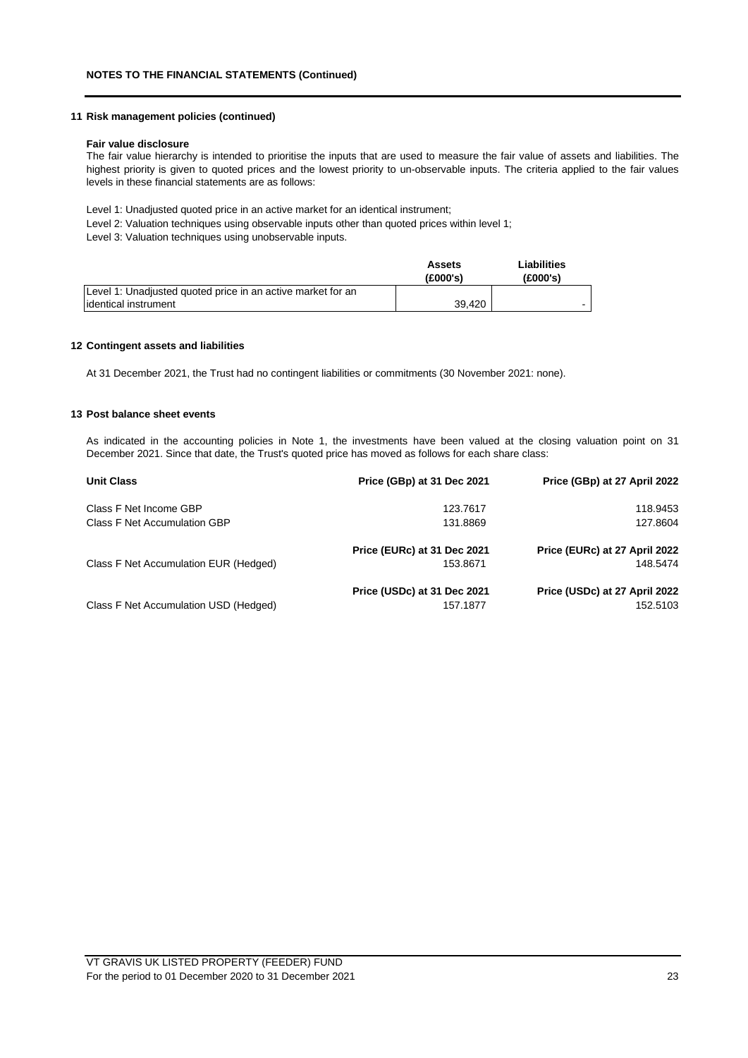**NOTES TO THE FINANCIAL STATEMENTS (Continued)**

## 11 Risk management policies (continued)

**Fair value disclosure**

The fair value hierarchy is intended to prioritise the inputs that are used to measure the fair value of assets and liabilities. The highest priority is given to quoted prices and the lowest priority to un-observable inputs. The criteria applied to the fair values levels in these financial statements are as follows:

Level 1: Unadjusted quoted price in an active market for an identical instrument;

Level 2: Valuation techniques using observable inputs other than quoted prices within level 1;

Level 3: Valuation techniques using unobservable inputs.

| | Assets (£000's) | Liabilities (£000's) |
|---|---|---|
| Level 1: Unadjusted quoted price in an active market for an identical instrument | 39,420 | - |

## 12 Contingent assets and liabilities

At 31 December 2021, the Trust had no contingent liabilities or commitments (30 November 2021: none).

## 13 Post balance sheet events

As indicated in the accounting policies in Note 1, the investments have been valued at the closing valuation point on 31 December 2021. Since that date, the Trust's quoted price has moved as follows for each share class:

| Unit Class | Price (GBp) at 31 Dec 2021 | Price (GBp) at 27 April 2022 |
|---|---|---|
| Class F Net Income GBP | 123.7617 | 118.9453 |
| Class F Net Accumulation GBP | 131.8869 | 127.8604 |
| | **Price (EURc) at 31 Dec 2021** | **Price (EURc) at 27 April 2022** |
| Class F Net Accumulation EUR (Hedged) | 153.8671 | 148.5474 |
| | **Price (USDc) at 31 Dec 2021** | **Price (USDc) at 27 April 2022** |
| Class F Net Accumulation USD (Hedged) | 157.1877 | 152.5103 |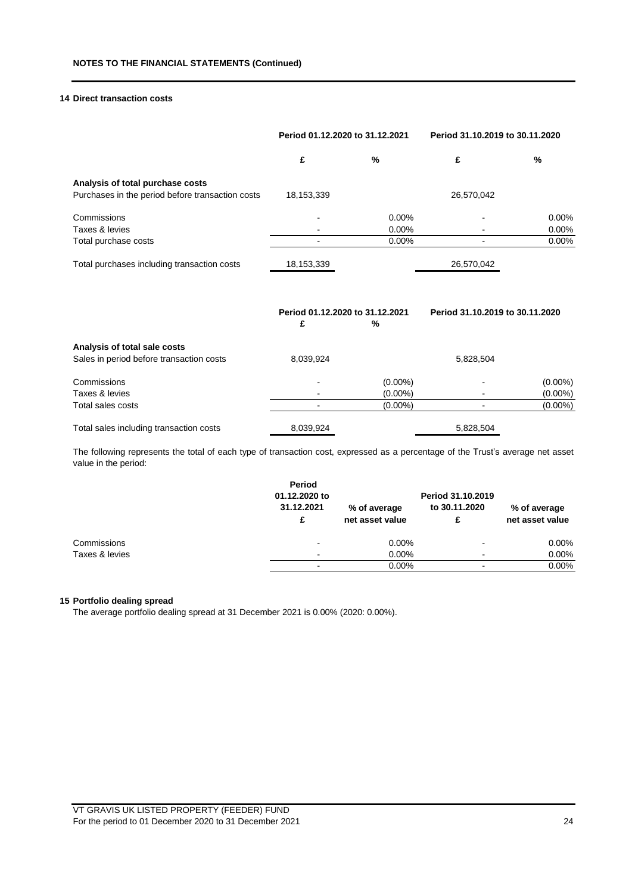**NOTES TO THE FINANCIAL STATEMENTS (Continued)**

**14 Direct transaction costs**

| | Period 01.12.2020 to 31.12.2021 | | Period 31.10.2019 to 30.11.2020 | |
|---|---|---|---|---|
| | £ | % | £ | % |
| **Analysis of total purchase costs** | | | | |
| Purchases in the period before transaction costs | 18,153,339 | | 26,570,042 | |
| Commissions | - | 0.00% | - | 0.00% |
| Taxes & levies | - | 0.00% | - | 0.00% |
| Total purchase costs | - | 0.00% | - | 0.00% |
| Total purchases including transaction costs | 18,153,339 | | 26,570,042 | |

| | Period 01.12.2020 to 31.12.2021 | | Period 31.10.2019 to 30.11.2020 | |
|---|---|---|---|---|
| | £ | % | | |
| **Analysis of total sale costs** | | | | |
| Sales in period before transaction costs | 8,039,924 | | 5,828,504 | |
| Commissions | - | (0.00%) | - | (0.00%) |
| Taxes & levies | - | (0.00%) | - | (0.00%) |
| Total sales costs | - | (0.00%) | - | (0.00%) |
| Total sales including transaction costs | 8,039,924 | | 5,828,504 | |

The following represents the total of each type of transaction cost, expressed as a percentage of the Trust's average net asset value in the period:

| | Period 01.12.2020 to 31.12.2021 £ | % of average net asset value | Period 31.10.2019 to 30.11.2020 £ | % of average net asset value |
|---|---|---|---|---|
| Commissions | - | 0.00% | - | 0.00% |
| Taxes & levies | - | 0.00% | - | 0.00% |
| | - | 0.00% | - | 0.00% |

**15 Portfolio dealing spread**

The average portfolio dealing spread at 31 December 2021 is 0.00% (2020: 0.00%).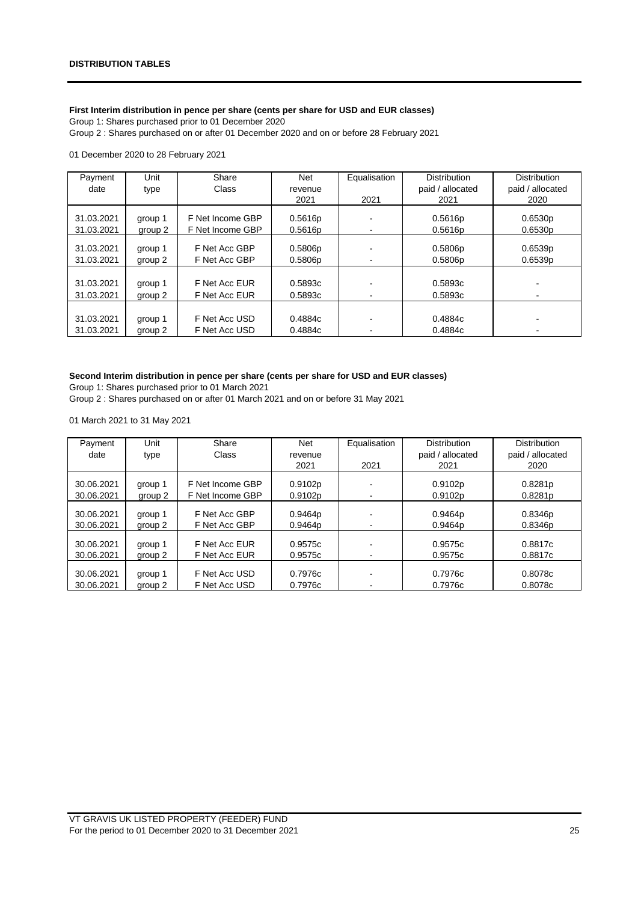## DISTRIBUTION TABLES

**First Interim distribution in pence per share (cents per share for USD and EUR classes)**

Group 1: Shares purchased prior to 01 December 2020

Group 2 : Shares purchased on or after 01 December 2020 and on or before 28 February 2021

01 December 2020 to 28 February 2021

| Payment date | Unit type | Share Class | Net revenue 2021 | Equalisation 2021 | Distribution paid / allocated 2021 | Distribution paid / allocated 2020 |
|---|---|---|---|---|---|---|
| 31.03.2021 | group 1 | F Net Income GBP | 0.5616p | - | 0.5616p | 0.6530p |
| 31.03.2021 | group 2 | F Net Income GBP | 0.5616p | - | 0.5616p | 0.6530p |
| 31.03.2021 | group 1 | F Net Acc GBP | 0.5806p | - | 0.5806p | 0.6539p |
| 31.03.2021 | group 2 | F Net Acc GBP | 0.5806p | - | 0.5806p | 0.6539p |
| 31.03.2021 | group 1 | F Net Acc EUR | 0.5893c | - | 0.5893c | - |
| 31.03.2021 | group 2 | F Net Acc EUR | 0.5893c | - | 0.5893c | - |
| 31.03.2021 | group 1 | F Net Acc USD | 0.4884c | - | 0.4884c | - |
| 31.03.2021 | group 2 | F Net Acc USD | 0.4884c | - | 0.4884c | - |

**Second Interim distribution in pence per share (cents per share for USD and EUR classes)**

Group 1: Shares purchased prior to 01 March 2021

Group 2 : Shares purchased on or after 01 March 2021 and on or before 31 May 2021

01 March 2021 to 31 May 2021

| Payment date | Unit type | Share Class | Net revenue 2021 | Equalisation 2021 | Distribution paid / allocated 2021 | Distribution paid / allocated 2020 |
|---|---|---|---|---|---|---|
| 30.06.2021 | group 1 | F Net Income GBP | 0.9102p | - | 0.9102p | 0.8281p |
| 30.06.2021 | group 2 | F Net Income GBP | 0.9102p | - | 0.9102p | 0.8281p |
| 30.06.2021 | group 1 | F Net Acc GBP | 0.9464p | - | 0.9464p | 0.8346p |
| 30.06.2021 | group 2 | F Net Acc GBP | 0.9464p | - | 0.9464p | 0.8346p |
| 30.06.2021 | group 1 | F Net Acc EUR | 0.9575c | - | 0.9575c | 0.8817c |
| 30.06.2021 | group 2 | F Net Acc EUR | 0.9575c | - | 0.9575c | 0.8817c |
| 30.06.2021 | group 1 | F Net Acc USD | 0.7976c | - | 0.7976c | 0.8078c |
| 30.06.2021 | group 2 | F Net Acc USD | 0.7976c | - | 0.7976c | 0.8078c |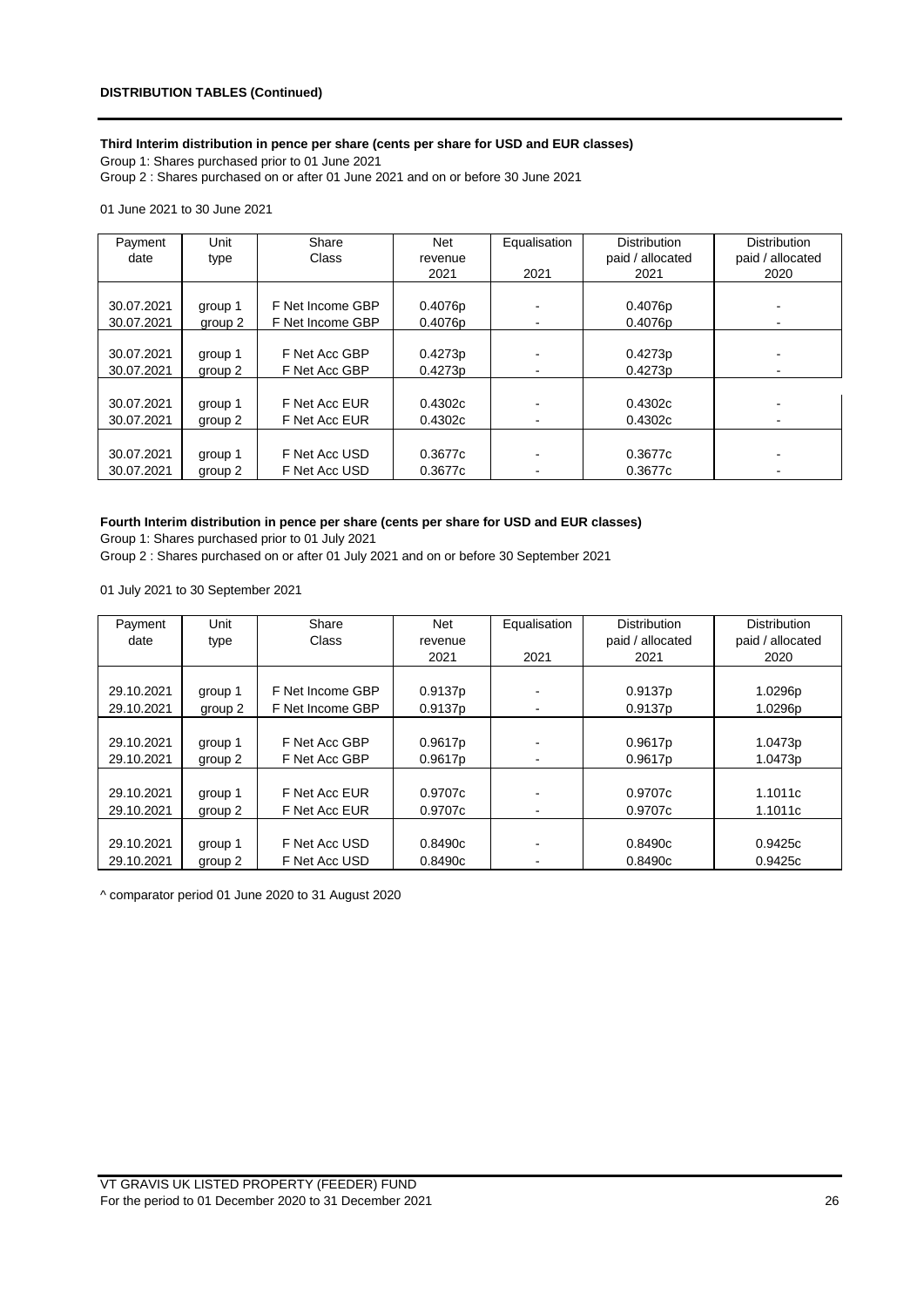**DISTRIBUTION TABLES (Continued)**

**Third Interim distribution in pence per share (cents per share for USD and EUR classes)**

Group 1: Shares purchased prior to 01 June 2021

Group 2 : Shares purchased on or after 01 June 2021 and on or before 30 June 2021

01 June 2021 to 30 June 2021

| Payment date | Unit type | Share Class | Net revenue 2021 | Equalisation 2021 | Distribution paid / allocated 2021 | Distribution paid / allocated 2020 |
|---|---|---|---|---|---|---|
| 30.07.2021 | group 1 | F Net Income GBP | 0.4076p | - | 0.4076p | - |
| 30.07.2021 | group 2 | F Net Income GBP | 0.4076p | - | 0.4076p | - |
| 30.07.2021 | group 1 | F Net Acc GBP | 0.4273p | - | 0.4273p | - |
| 30.07.2021 | group 2 | F Net Acc GBP | 0.4273p | - | 0.4273p | - |
| 30.07.2021 | group 1 | F Net Acc EUR | 0.4302c | - | 0.4302c | - |
| 30.07.2021 | group 2 | F Net Acc EUR | 0.4302c | - | 0.4302c | - |
| 30.07.2021 | group 1 | F Net Acc USD | 0.3677c | - | 0.3677c | - |
| 30.07.2021 | group 2 | F Net Acc USD | 0.3677c | - | 0.3677c | - |

**Fourth Interim distribution in pence per share (cents per share for USD and EUR classes)**

Group 1: Shares purchased prior to 01 July 2021

Group 2 : Shares purchased on or after 01 July 2021 and on or before 30 September 2021

01 July 2021 to 30 September 2021

| Payment date | Unit type | Share Class | Net revenue 2021 | Equalisation 2021 | Distribution paid / allocated 2021 | Distribution paid / allocated 2020 |
|---|---|---|---|---|---|---|
| 29.10.2021 | group 1 | F Net Income GBP | 0.9137p | - | 0.9137p | 1.0296p |
| 29.10.2021 | group 2 | F Net Income GBP | 0.9137p | - | 0.9137p | 1.0296p |
| 29.10.2021 | group 1 | F Net Acc GBP | 0.9617p | - | 0.9617p | 1.0473p |
| 29.10.2021 | group 2 | F Net Acc GBP | 0.9617p | - | 0.9617p | 1.0473p |
| 29.10.2021 | group 1 | F Net Acc EUR | 0.9707c | - | 0.9707c | 1.1011c |
| 29.10.2021 | group 2 | F Net Acc EUR | 0.9707c | - | 0.9707c | 1.1011c |
| 29.10.2021 | group 1 | F Net Acc USD | 0.8490c | - | 0.8490c | 0.9425c |
| 29.10.2021 | group 2 | F Net Acc USD | 0.8490c | - | 0.8490c | 0.9425c |

^ comparator period 01 June 2020 to 31 August 2020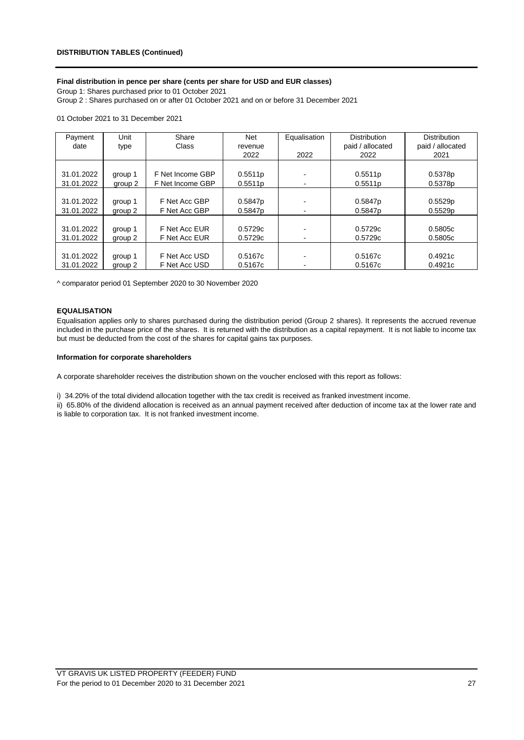**DISTRIBUTION TABLES (Continued)**

**Final distribution in pence per share (cents per share for USD and EUR classes)**

Group 1: Shares purchased prior to 01 October 2021

Group 2 : Shares purchased on or after 01 October 2021 and on or before 31 December 2021

01 October 2021 to 31 December 2021

| Payment date | Unit type | Share Class | Net revenue 2022 | Equalisation 2022 | Distribution paid / allocated 2022 | Distribution paid / allocated 2021 |
|---|---|---|---|---|---|---|
| 31.01.2022 | group 1 | F Net Income GBP | 0.5511p | - | 0.5511p | 0.5378p |
| 31.01.2022 | group 2 | F Net Income GBP | 0.5511p | - | 0.5511p | 0.5378p |
| 31.01.2022 | group 1 | F Net Acc GBP | 0.5847p | - | 0.5847p | 0.5529p |
| 31.01.2022 | group 2 | F Net Acc GBP | 0.5847p | - | 0.5847p | 0.5529p |
| 31.01.2022 | group 1 | F Net Acc EUR | 0.5729c | - | 0.5729c | 0.5805c |
| 31.01.2022 | group 2 | F Net Acc EUR | 0.5729c | - | 0.5729c | 0.5805c |
| 31.01.2022 | group 1 | F Net Acc USD | 0.5167c | - | 0.5167c | 0.4921c |
| 31.01.2022 | group 2 | F Net Acc USD | 0.5167c | - | 0.5167c | 0.4921c |

^ comparator period 01 September 2020 to 30 November 2020

**EQUALISATION**

Equalisation applies only to shares purchased during the distribution period (Group 2 shares). It represents the accrued revenue included in the purchase price of the shares. It is returned with the distribution as a capital repayment. It is not liable to income tax but must be deducted from the cost of the shares for capital gains tax purposes.

**Information for corporate shareholders**

A corporate shareholder receives the distribution shown on the voucher enclosed with this report as follows:

i) 34.20% of the total dividend allocation together with the tax credit is received as franked investment income.

ii) 65.80% of the dividend allocation is received as an annual payment received after deduction of income tax at the lower rate and is liable to corporation tax. It is not franked investment income.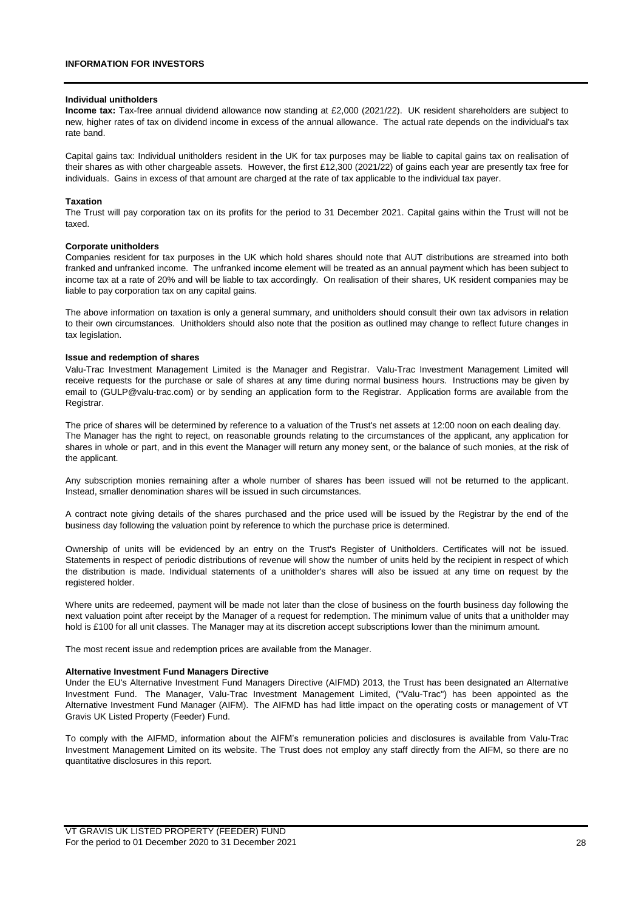## INFORMATION FOR INVESTORS

**Individual unitholders**

**Income tax:** Tax-free annual dividend allowance now standing at £2,000 (2021/22). UK resident shareholders are subject to new, higher rates of tax on dividend income in excess of the annual allowance. The actual rate depends on the individual's tax rate band.

Capital gains tax: Individual unitholders resident in the UK for tax purposes may be liable to capital gains tax on realisation of their shares as with other chargeable assets. However, the first £12,300 (2021/22) of gains each year are presently tax free for individuals. Gains in excess of that amount are charged at the rate of tax applicable to the individual tax payer.

**Taxation**

The Trust will pay corporation tax on its profits for the period to 31 December 2021. Capital gains within the Trust will not be taxed.

**Corporate unitholders**

Companies resident for tax purposes in the UK which hold shares should note that AUT distributions are streamed into both franked and unfranked income. The unfranked income element will be treated as an annual payment which has been subject to income tax at a rate of 20% and will be liable to tax accordingly. On realisation of their shares, UK resident companies may be liable to pay corporation tax on any capital gains.

The above information on taxation is only a general summary, and unitholders should consult their own tax advisors in relation to their own circumstances. Unitholders should also note that the position as outlined may change to reflect future changes in tax legislation.

**Issue and redemption of shares**

Valu-Trac Investment Management Limited is the Manager and Registrar. Valu-Trac Investment Management Limited will receive requests for the purchase or sale of shares at any time during normal business hours. Instructions may be given by email to (GULP@valu-trac.com) or by sending an application form to the Registrar. Application forms are available from the Registrar.

The price of shares will be determined by reference to a valuation of the Trust's net assets at 12:00 noon on each dealing day. The Manager has the right to reject, on reasonable grounds relating to the circumstances of the applicant, any application for shares in whole or part, and in this event the Manager will return any money sent, or the balance of such monies, at the risk of the applicant.

Any subscription monies remaining after a whole number of shares has been issued will not be returned to the applicant. Instead, smaller denomination shares will be issued in such circumstances.

A contract note giving details of the shares purchased and the price used will be issued by the Registrar by the end of the business day following the valuation point by reference to which the purchase price is determined.

Ownership of units will be evidenced by an entry on the Trust's Register of Unitholders. Certificates will not be issued. Statements in respect of periodic distributions of revenue will show the number of units held by the recipient in respect of which the distribution is made. Individual statements of a unitholder's shares will also be issued at any time on request by the registered holder.

Where units are redeemed, payment will be made not later than the close of business on the fourth business day following the next valuation point after receipt by the Manager of a request for redemption. The minimum value of units that a unitholder may hold is £100 for all unit classes. The Manager may at its discretion accept subscriptions lower than the minimum amount.

The most recent issue and redemption prices are available from the Manager.

**Alternative Investment Fund Managers Directive**

Under the EU's Alternative Investment Fund Managers Directive (AIFMD) 2013, the Trust has been designated an Alternative Investment Fund. The Manager, Valu-Trac Investment Management Limited, ("Valu-Trac") has been appointed as the Alternative Investment Fund Manager (AIFM). The AIFMD has had little impact on the operating costs or management of VT Gravis UK Listed Property (Feeder) Fund.

To comply with the AIFMD, information about the AIFM's remuneration policies and disclosures is available from Valu-Trac Investment Management Limited on its website. The Trust does not employ any staff directly from the AIFM, so there are no quantitative disclosures in this report.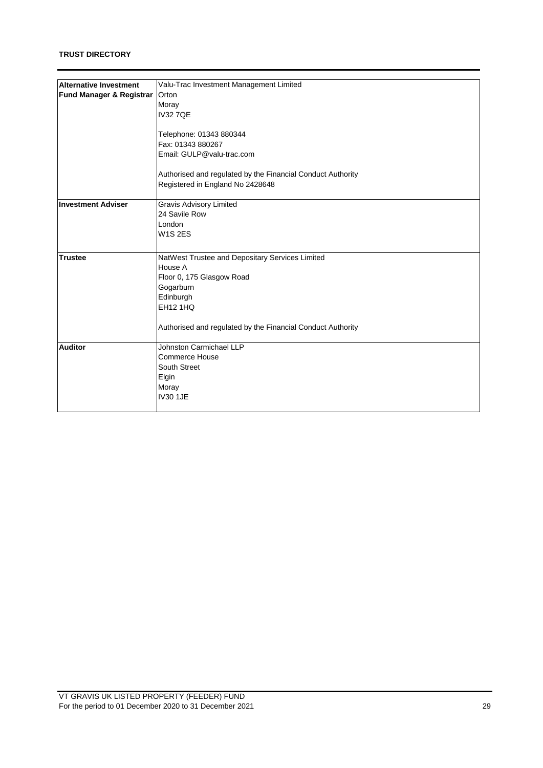**TRUST DIRECTORY**

| | |
|---|---|
| **Alternative Investment Fund Manager & Registrar** | Valu-Trac Investment Management Limited<br>Orton<br>Moray<br>IV32 7QE<br><br>Telephone: 01343 880344<br>Fax: 01343 880267<br>Email: GULP@valu-trac.com<br><br>Authorised and regulated by the Financial Conduct Authority<br>Registered in England No 2428648 |
| **Investment Adviser** | Gravis Advisory Limited<br>24 Savile Row<br>London<br>W1S 2ES |
| **Trustee** | NatWest Trustee and Depositary Services Limited<br>House A<br>Floor 0, 175 Glasgow Road<br>Gogarburn<br>Edinburgh<br>EH12 1HQ<br><br>Authorised and regulated by the Financial Conduct Authority |
| **Auditor** | Johnston Carmichael LLP<br>Commerce House<br>South Street<br>Elgin<br>Moray<br>IV30 1JE |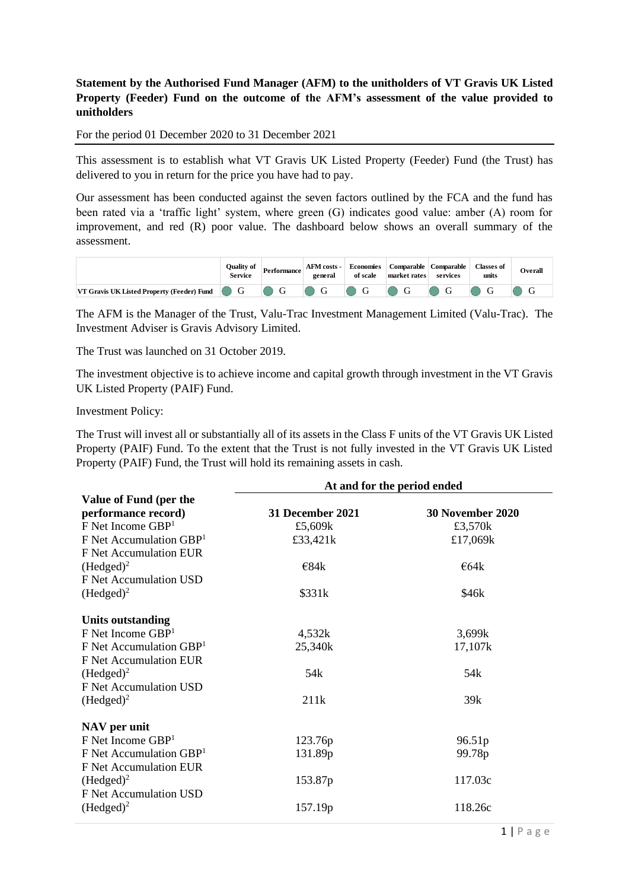**Statement by the Authorised Fund Manager (AFM) to the unitholders of VT Gravis UK Listed Property (Feeder) Fund on the outcome of the AFM's assessment of the value provided to unitholders**

For the period 01 December 2020 to 31 December 2021

This assessment is to establish what VT Gravis UK Listed Property (Feeder) Fund (the Trust) has delivered to you in return for the price you have had to pay.

Our assessment has been conducted against the seven factors outlined by the FCA and the fund has been rated via a 'traffic light' system, where green (G) indicates good value: amber (A) room for improvement, and red (R) poor value. The dashboard below shows an overall summary of the assessment.

| | Quality of Service | Performance | AFM costs - general | Economies of scale | Comparable market rates | Comparable services | Classes of units | Overall |
|---|---|---|---|---|---|---|---|---|
| VT Gravis UK Listed Property (Feeder) Fund | G | G | G | G | G | G | G | G |

The AFM is the Manager of the Trust, Valu-Trac Investment Management Limited (Valu-Trac). The Investment Adviser is Gravis Advisory Limited.

The Trust was launched on 31 October 2019.

The investment objective is to achieve income and capital growth through investment in the VT Gravis UK Listed Property (PAIF) Fund.

Investment Policy:

The Trust will invest all or substantially all of its assets in the Class F units of the VT Gravis UK Listed Property (PAIF) Fund. To the extent that the Trust is not fully invested in the VT Gravis UK Listed Property (PAIF) Fund, the Trust will hold its remaining assets in cash.

| | At and for the period ended | |
|---|---|---|
| **Value of Fund (per the performance record)** | **31 December 2021** | **30 November 2020** |
| F Net Income GBP[1] | £5,609k | £3,570k |
| F Net Accumulation GBP[1] | £33,421k | £17,069k |
| F Net Accumulation EUR (Hedged)[2] | €84k | €64k |
| F Net Accumulation USD (Hedged)[2] | $331k | $46k |
| **Units outstanding** | | |
| F Net Income GBP[1] | 4,532k | 3,699k |
| F Net Accumulation GBP[1] | 25,340k | 17,107k |
| F Net Accumulation EUR (Hedged)[2] | 54k | 54k |
| F Net Accumulation USD (Hedged)[2] | 211k | 39k |
| **NAV per unit** | | |
| F Net Income GBP[1] | 123.76p | 96.51p |
| F Net Accumulation GBP[1] | 131.89p | 99.78p |
| F Net Accumulation EUR (Hedged)[2] | 153.87p | 117.03c |
| F Net Accumulation USD (Hedged)[2] | 157.19p | 118.26c |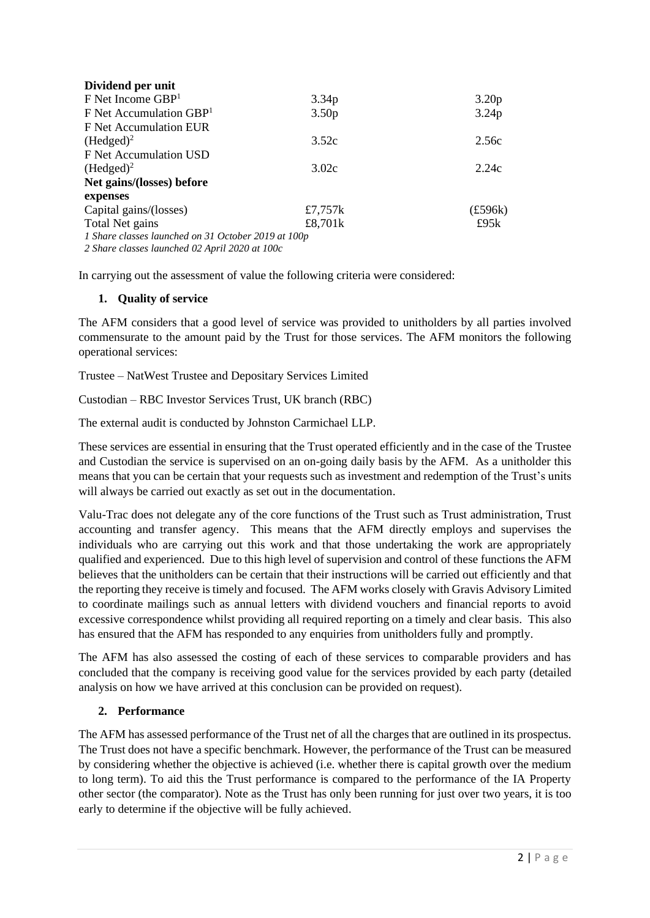| **Dividend per unit** | | |
|---|---|---|
| F Net Income GBP[1] | 3.34p | 3.20p |
| F Net Accumulation GBP[1] | 3.50p | 3.24p |
| F Net Accumulation EUR (Hedged)[2] | 3.52c | 2.56c |
| F Net Accumulation USD (Hedged)[2] | 3.02c | 2.24c |
| **Net gains/(losses) before expenses** | | |
| Capital gains/(losses) | £7,757k | (£596k) |
| Total Net gains | £8,701k | £95k |

*1 Share classes launched on 31 October 2019 at 100p*
*2 Share classes launched 02 April 2020 at 100c*

In carrying out the assessment of value the following criteria were considered:

**1. Quality of service**

The AFM considers that a good level of service was provided to unitholders by all parties involved commensurate to the amount paid by the Trust for those services. The AFM monitors the following operational services:

Trustee – NatWest Trustee and Depositary Services Limited

Custodian – RBC Investor Services Trust, UK branch (RBC)

The external audit is conducted by Johnston Carmichael LLP.

These services are essential in ensuring that the Trust operated efficiently and in the case of the Trustee and Custodian the service is supervised on an on-going daily basis by the AFM. As a unitholder this means that you can be certain that your requests such as investment and redemption of the Trust's units will always be carried out exactly as set out in the documentation.

Valu-Trac does not delegate any of the core functions of the Trust such as Trust administration, Trust accounting and transfer agency. This means that the AFM directly employs and supervises the individuals who are carrying out this work and that those undertaking the work are appropriately qualified and experienced. Due to this high level of supervision and control of these functions the AFM believes that the unitholders can be certain that their instructions will be carried out efficiently and that the reporting they receive is timely and focused. The AFM works closely with Gravis Advisory Limited to coordinate mailings such as annual letters with dividend vouchers and financial reports to avoid excessive correspondence whilst providing all required reporting on a timely and clear basis. This also has ensured that the AFM has responded to any enquiries from unitholders fully and promptly.

The AFM has also assessed the costing of each of these services to comparable providers and has concluded that the company is receiving good value for the services provided by each party (detailed analysis on how we have arrived at this conclusion can be provided on request).

**2. Performance**

The AFM has assessed performance of the Trust net of all the charges that are outlined in its prospectus. The Trust does not have a specific benchmark. However, the performance of the Trust can be measured by considering whether the objective is achieved (i.e. whether there is capital growth over the medium to long term). To aid this the Trust performance is compared to the performance of the IA Property other sector (the comparator). Note as the Trust has only been running for just over two years, it is too early to determine if the objective will be fully achieved.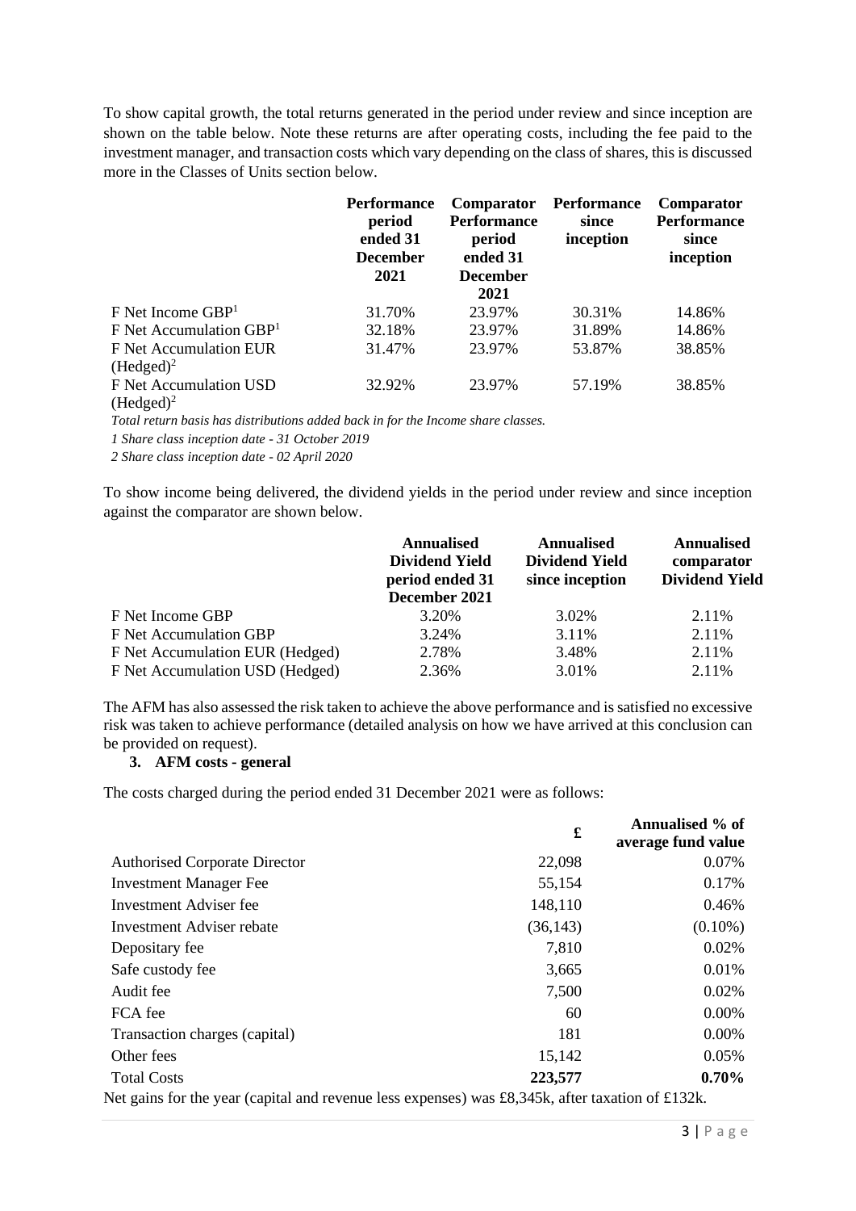To show capital growth, the total returns generated in the period under review and since inception are shown on the table below. Note these returns are after operating costs, including the fee paid to the investment manager, and transaction costs which vary depending on the class of shares, this is discussed more in the Classes of Units section below.

| | Performance period ended 31 December 2021 | Comparator Performance period ended 31 December 2021 | Performance since inception | Comparator Performance since inception |
|---|---|---|---|---|
| F Net Income GBP[1] | 31.70% | 23.97% | 30.31% | 14.86% |
| F Net Accumulation GBP[1] | 32.18% | 23.97% | 31.89% | 14.86% |
| F Net Accumulation EUR (Hedged)[2] | 31.47% | 23.97% | 53.87% | 38.85% |
| F Net Accumulation USD (Hedged)[2] | 32.92% | 23.97% | 57.19% | 38.85% |

*Total return basis has distributions added back in for the Income share classes.*

*1 Share class inception date - 31 October 2019*

*2 Share class inception date - 02 April 2020*

To show income being delivered, the dividend yields in the period under review and since inception against the comparator are shown below.

| | Annualised Dividend Yield period ended 31 December 2021 | Annualised Dividend Yield since inception | Annualised comparator Dividend Yield |
|---|---|---|---|
| F Net Income GBP | 3.20% | 3.02% | 2.11% |
| F Net Accumulation GBP | 3.24% | 3.11% | 2.11% |
| F Net Accumulation EUR (Hedged) | 2.78% | 3.48% | 2.11% |
| F Net Accumulation USD (Hedged) | 2.36% | 3.01% | 2.11% |

The AFM has also assessed the risk taken to achieve the above performance and is satisfied no excessive risk was taken to achieve performance (detailed analysis on how we have arrived at this conclusion can be provided on request).

**3. AFM costs - general**

The costs charged during the period ended 31 December 2021 were as follows:

| | £ | Annualised % of average fund value |
|---|---|---|
| Authorised Corporate Director | 22,098 | 0.07% |
| Investment Manager Fee | 55,154 | 0.17% |
| Investment Adviser fee | 148,110 | 0.46% |
| Investment Adviser rebate | (36,143) | (0.10%) |
| Depositary fee | 7,810 | 0.02% |
| Safe custody fee | 3,665 | 0.01% |
| Audit fee | 7,500 | 0.02% |
| FCA fee | 60 | 0.00% |
| Transaction charges (capital) | 181 | 0.00% |
| Other fees | 15,142 | 0.05% |
| Total Costs | **223,577** | **0.70%** |

Net gains for the year (capital and revenue less expenses) was £8,345k, after taxation of £132k.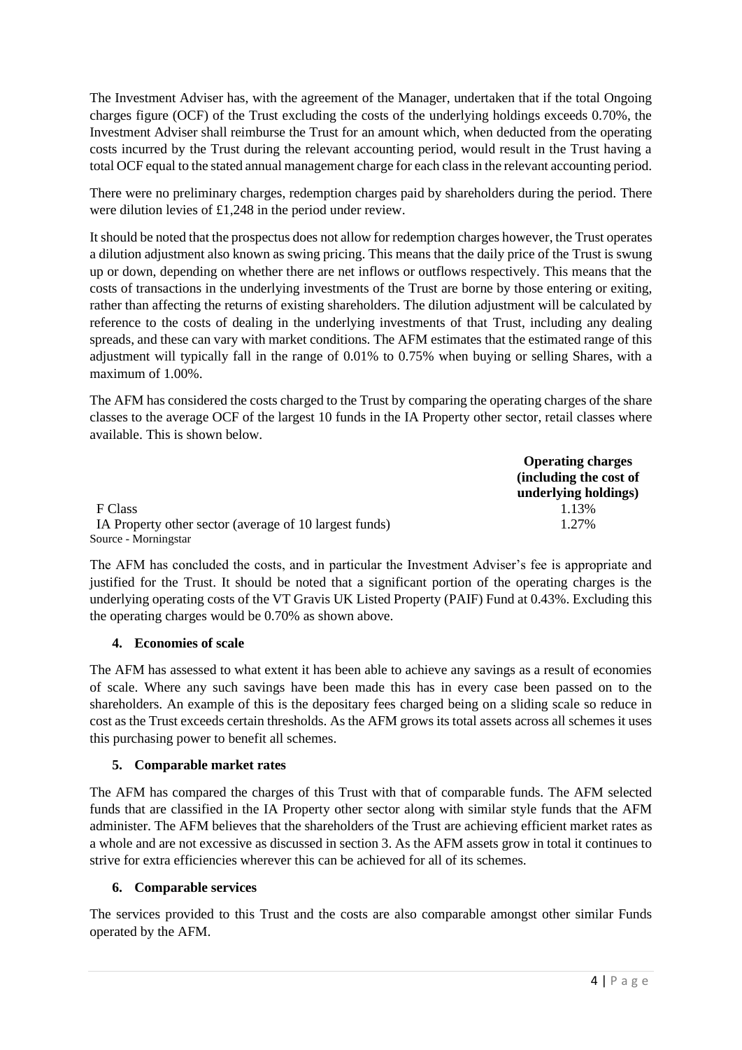The Investment Adviser has, with the agreement of the Manager, undertaken that if the total Ongoing charges figure (OCF) of the Trust excluding the costs of the underlying holdings exceeds 0.70%, the Investment Adviser shall reimburse the Trust for an amount which, when deducted from the operating costs incurred by the Trust during the relevant accounting period, would result in the Trust having a total OCF equal to the stated annual management charge for each class in the relevant accounting period.

There were no preliminary charges, redemption charges paid by shareholders during the period. There were dilution levies of £1,248 in the period under review.

It should be noted that the prospectus does not allow for redemption charges however, the Trust operates a dilution adjustment also known as swing pricing. This means that the daily price of the Trust is swung up or down, depending on whether there are net inflows or outflows respectively. This means that the costs of transactions in the underlying investments of the Trust are borne by those entering or exiting, rather than affecting the returns of existing shareholders. The dilution adjustment will be calculated by reference to the costs of dealing in the underlying investments of that Trust, including any dealing spreads, and these can vary with market conditions. The AFM estimates that the estimated range of this adjustment will typically fall in the range of 0.01% to 0.75% when buying or selling Shares, with a maximum of 1.00%.

The AFM has considered the costs charged to the Trust by comparing the operating charges of the share classes to the average OCF of the largest 10 funds in the IA Property other sector, retail classes where available. This is shown below.

| | Operating charges (including the cost of underlying holdings) |
|---|---|
| F Class | 1.13% |
| IA Property other sector (average of 10 largest funds) | 1.27% |

Source - Morningstar

The AFM has concluded the costs, and in particular the Investment Adviser's fee is appropriate and justified for the Trust. It should be noted that a significant portion of the operating charges is the underlying operating costs of the VT Gravis UK Listed Property (PAIF) Fund at 0.43%. Excluding this the operating charges would be 0.70% as shown above.

**4. Economies of scale**

The AFM has assessed to what extent it has been able to achieve any savings as a result of economies of scale. Where any such savings have been made this has in every case been passed on to the shareholders. An example of this is the depositary fees charged being on a sliding scale so reduce in cost as the Trust exceeds certain thresholds. As the AFM grows its total assets across all schemes it uses this purchasing power to benefit all schemes.

**5. Comparable market rates**

The AFM has compared the charges of this Trust with that of comparable funds. The AFM selected funds that are classified in the IA Property other sector along with similar style funds that the AFM administer. The AFM believes that the shareholders of the Trust are achieving efficient market rates as a whole and are not excessive as discussed in section 3. As the AFM assets grow in total it continues to strive for extra efficiencies wherever this can be achieved for all of its schemes.

**6. Comparable services**

The services provided to this Trust and the costs are also comparable amongst other similar Funds operated by the AFM.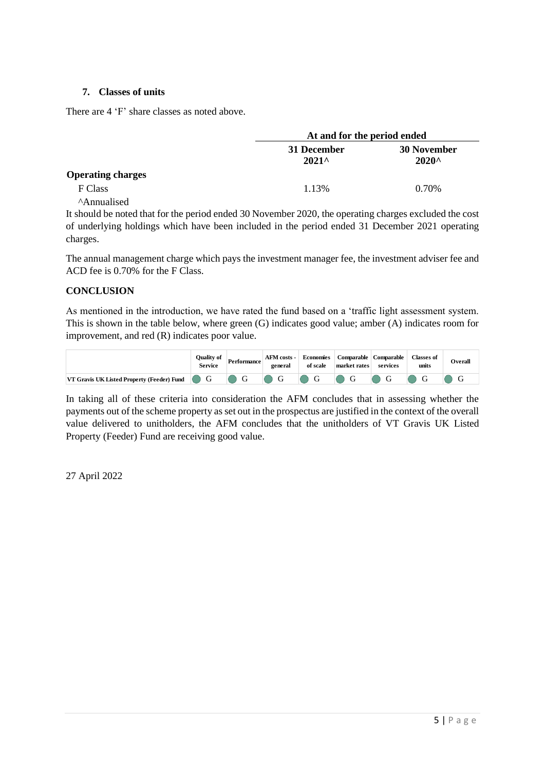### 7. Classes of units

There are 4 'F' share classes as noted above.

| | At and for the period ended | |
|---|---|---|
| | 31 December 2021^ | 30 November 2020^ |
| **Operating charges** | | |
| F Class | 1.13% | 0.70% |

^Annualised

It should be noted that for the period ended 30 November 2020, the operating charges excluded the cost of underlying holdings which have been included in the period ended 31 December 2021 operating charges.

The annual management charge which pays the investment manager fee, the investment adviser fee and ACD fee is 0.70% for the F Class.

### CONCLUSION

As mentioned in the introduction, we have rated the fund based on a 'traffic light assessment system. This is shown in the table below, where green (G) indicates good value; amber (A) indicates room for improvement, and red (R) indicates poor value.

| | Quality of Service | Performance | AFM costs - general | Economies of scale | Comparable market rates | Comparable services | Classes of units | Overall |
|---|---|---|---|---|---|---|---|---|
| VT Gravis UK Listed Property (Feeder) Fund | G | G | G | G | G | G | G | G |

In taking all of these criteria into consideration the AFM concludes that in assessing whether the payments out of the scheme property as set out in the prospectus are justified in the context of the overall value delivered to unitholders, the AFM concludes that the unitholders of VT Gravis UK Listed Property (Feeder) Fund are receiving good value.

27 April 2022